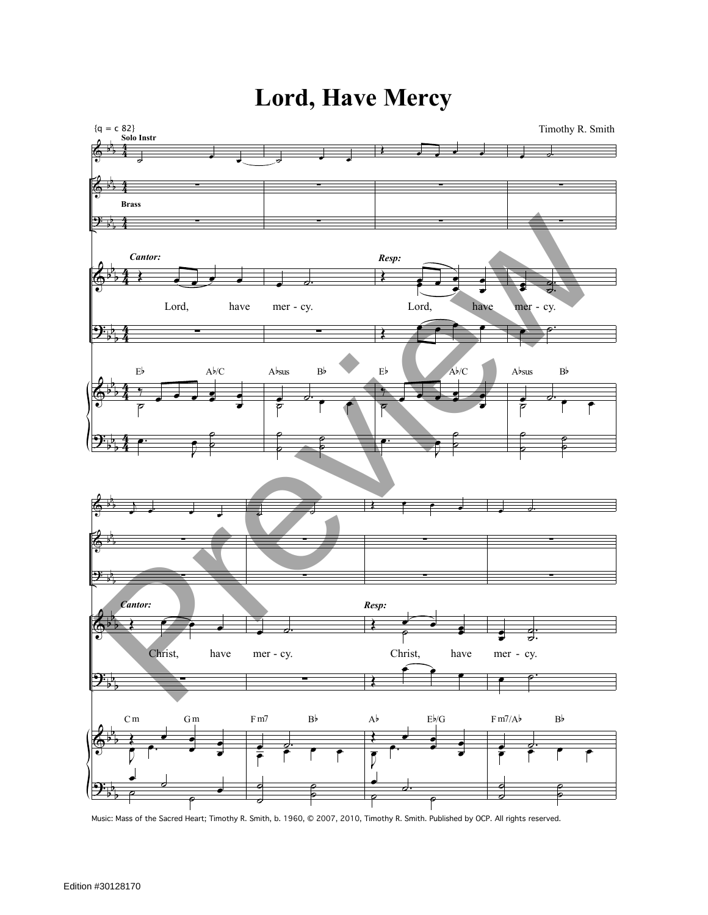# Lord, Have Mercy

{q = c 82}

Timothy R. Smith

Solo Instr

Brass

*Cantor:* Lord, have mer - cy.

*Resp:* Lord, have mer - cy.

E♭ A♭/C A♭sus B♭ E♭ A♭/C A♭sus B♭

*Cantor:* Christ, have mer - cy.

*Resp:* Christ, have mer - cy.

C m G m F m7 B♭ A♭ E♭/G F m7/A♭ B♭

Music: Mass of the Sacred Heart; Timothy R. Smith, b. 1960, © 2007, 2010, Timothy R. Smith. Published by OCP. All rights reserved.

Edition #30128170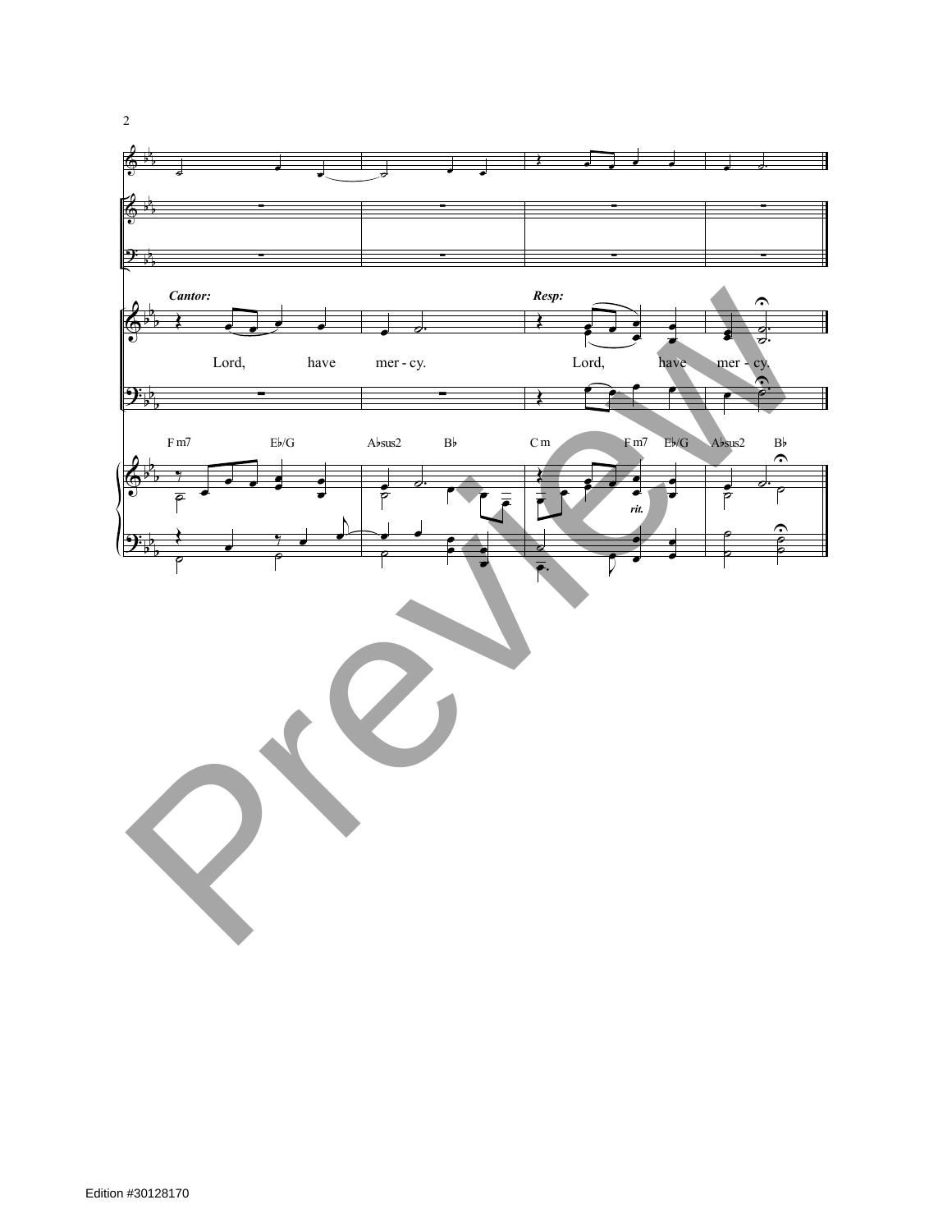*Cantor:*

Lord, have mer - cy.

*Resp:*

Lord, have mer - cy.

F m7 Eb/G Absus2 Bb C m F m7 Eb/G Absus2 Bb

*rit.*

Edition #30128170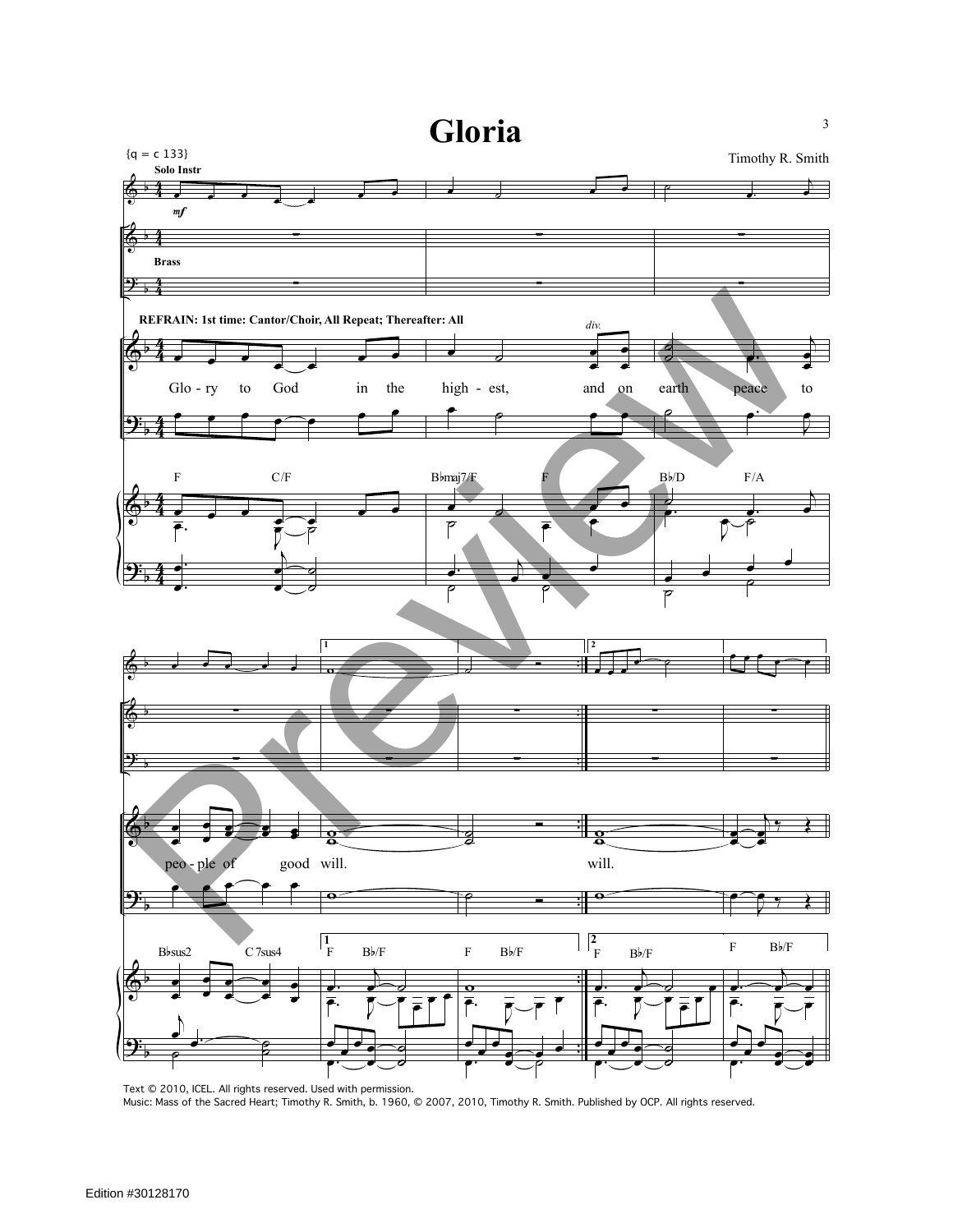# Gloria

{q = c 133}

Timothy R. Smith

Solo Instr

*mf*

Brass

**REFRAIN: 1st time: Cantor/Choir, All Repeat; Thereafter: All**

*div.*

Glo - ry to God in the high - est, and on earth peace to

F C/F B♭maj7/F F B♭/D F/A

peo - ple of good will. will.

B♭sus2 C 7sus4 F B♭/F F B♭/F F B♭/F F B♭/F

Text © 2010, ICEL. All rights reserved. Used with permission.
Music: Mass of the Sacred Heart; Timothy R. Smith, b. 1960, © 2007, 2010, Timothy R. Smith. Published by OCP. All rights reserved.

Edition #30128170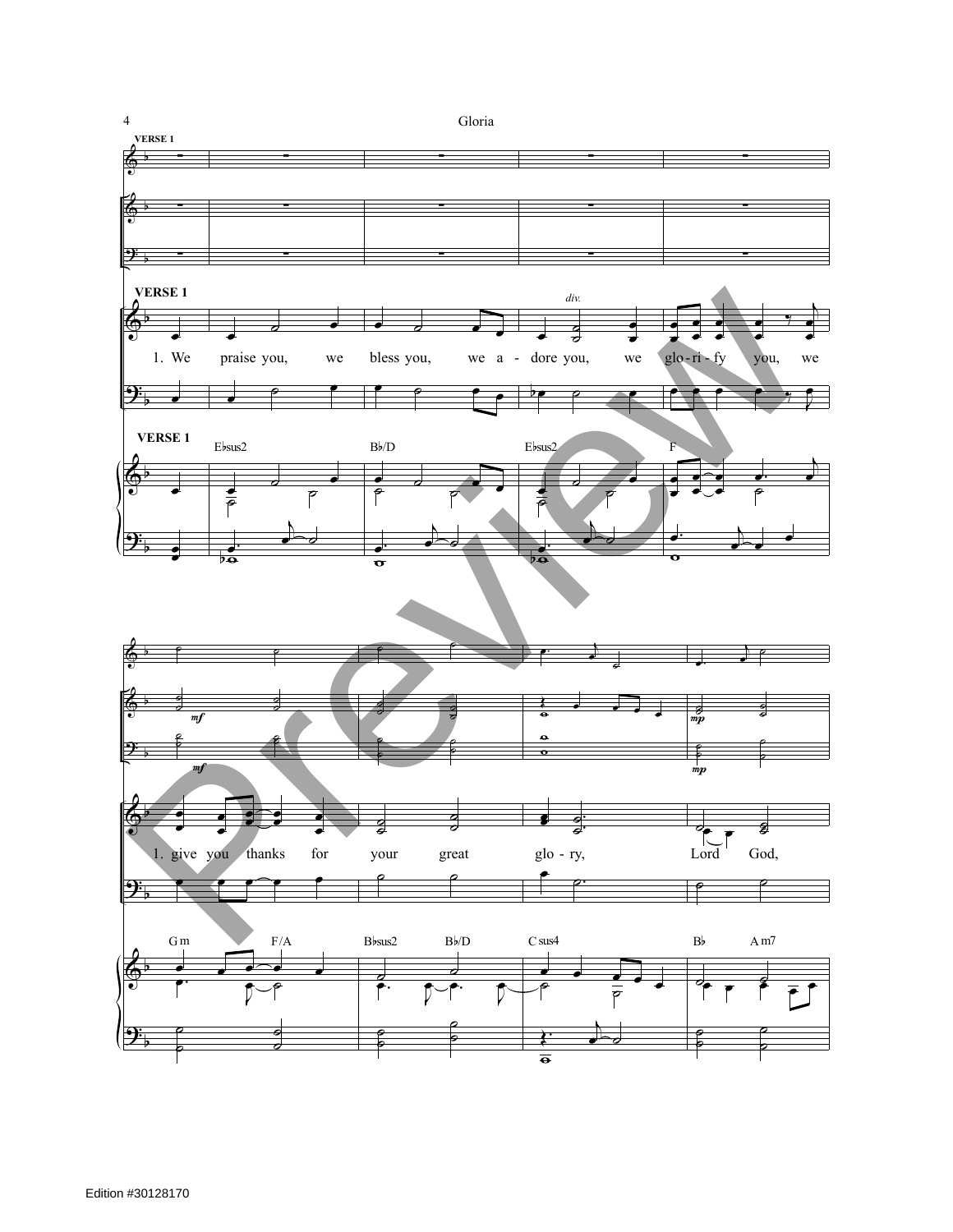**VERSE 1**

**VERSE 1**

*div.*

1. We praise you, we bless you, we a - dore you, we glo - ri - fy you, we

**VERSE 1**

E♭sus2 B♭/D E♭sus2 F

*mf*

*mf*

*mp*

*mp*

1. give you thanks for your great glo - ry, Lord God,

Gm F/A B♭sus2 B♭/D C sus4 B♭ A m7

Edition #30128170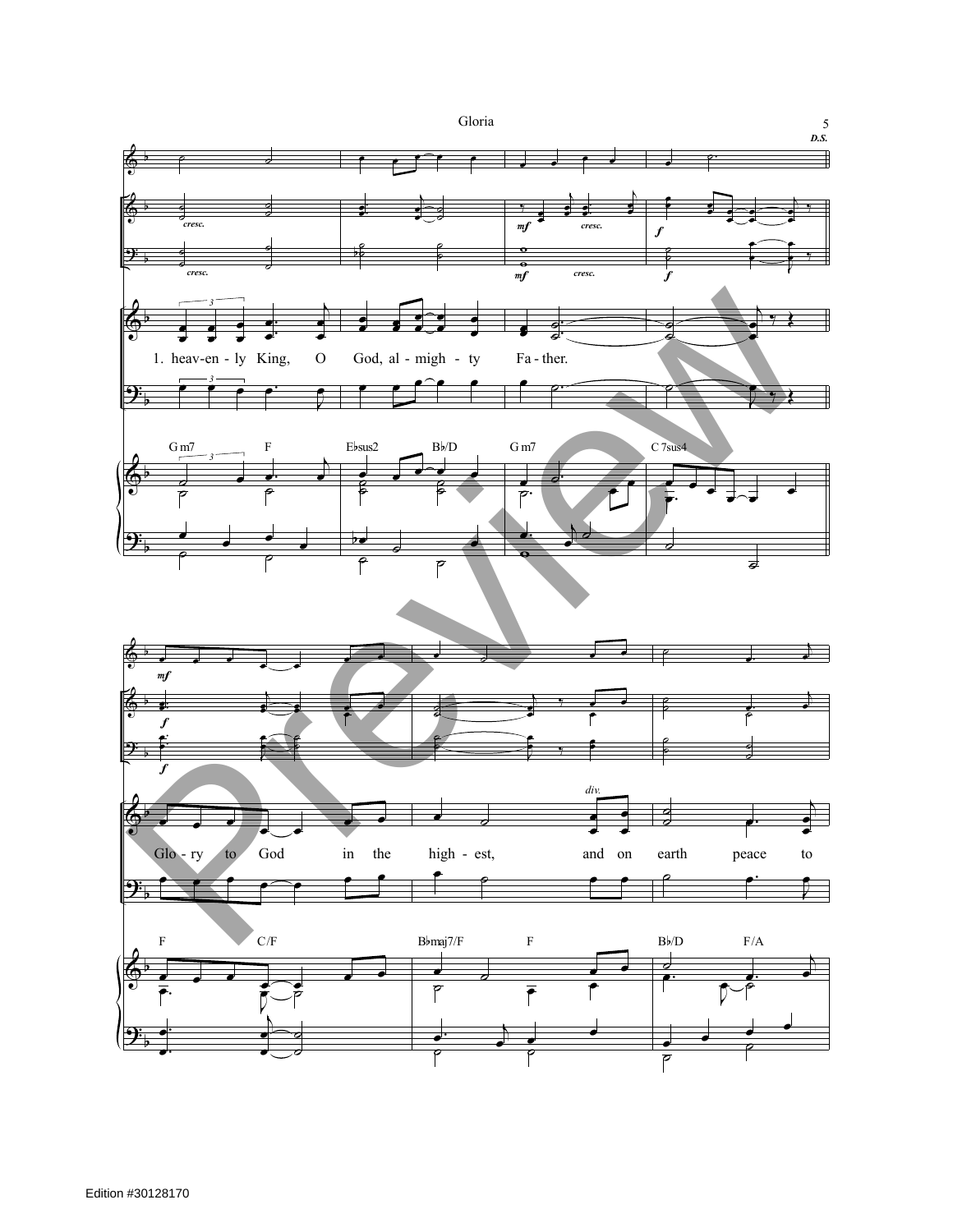Gloria

*D.S.*

*cresc.*

*mf* *cresc.*

*f*

1. heav-en - ly King, O God, al - migh - ty Fa - ther.

G m7 F E♭sus2 B♭/D G m7 C 7sus4

*mf*

*f*

*div.*

Glo - ry to God in the high - est, and on earth peace to

F C/F B♭maj7/F F B♭/D F/A

Edition #30128170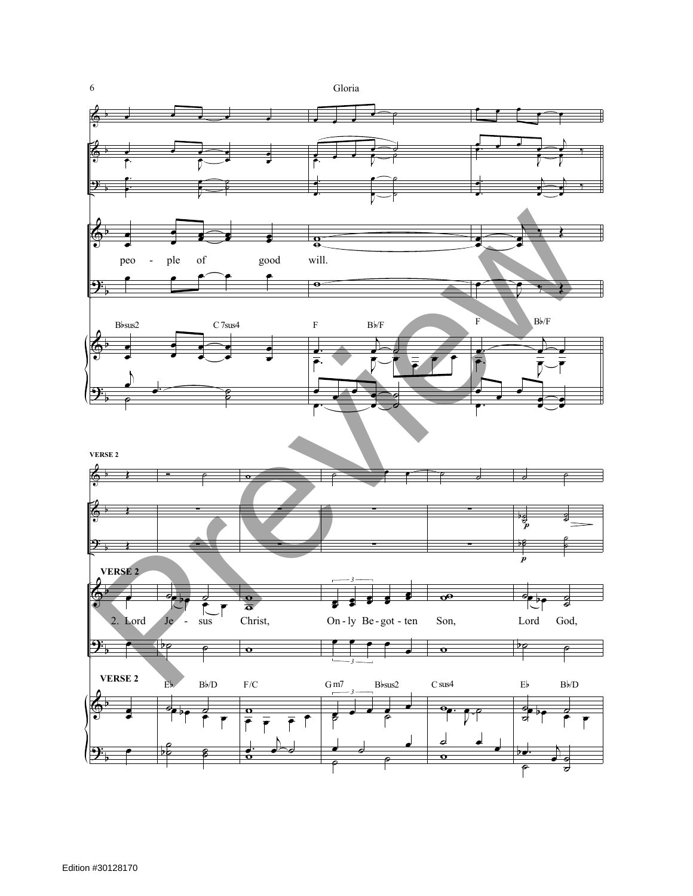peo - ple of good will.

Bbsus2 C 7sus4 F Bb/F F Bb/F

**VERSE 2**

**VERSE 2**

2. Lord Je - sus Christ, On - ly Be - got - ten Son, Lord God,

**VERSE 2**

Eb Bb/D F/C G m7 Bbsus2 C sus4 Eb Bb/D

Edition #30128170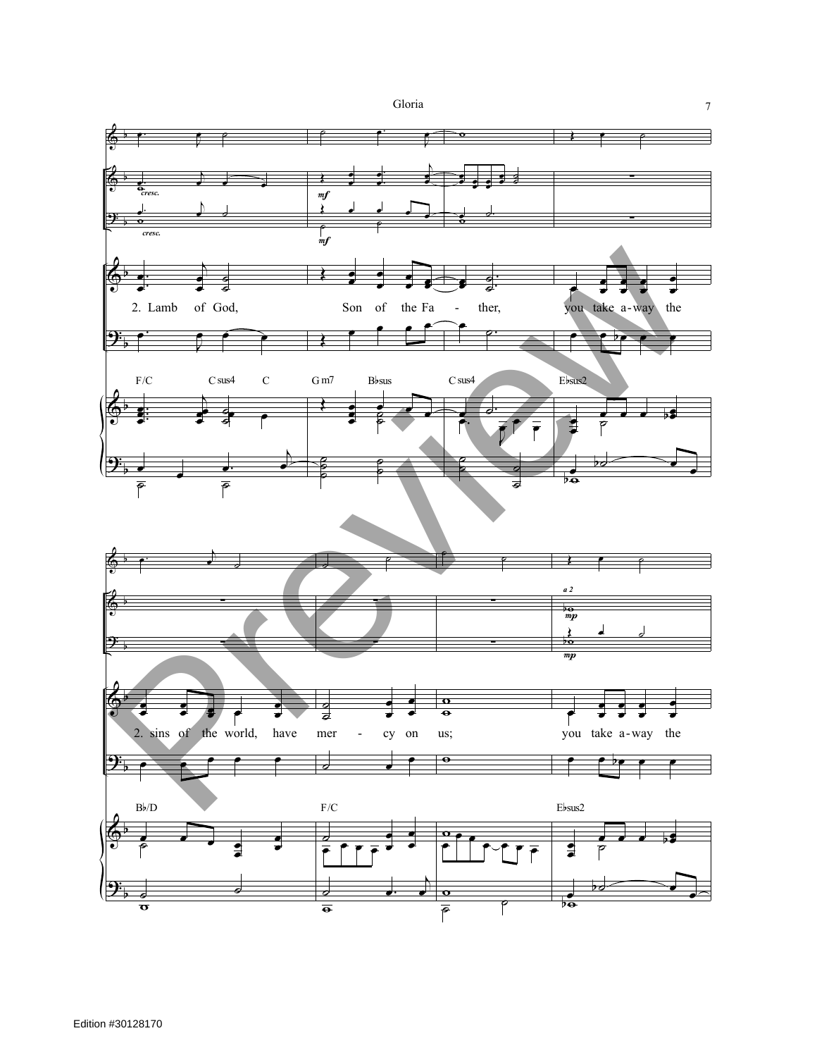cresc.

cresc.

mf

mf

2. Lamb of God, Son of the Fa - ther, you take a-way the

F/C C sus4 C G m7 B♭sus C sus4 E♭sus2

a 2

mp

mp

2. sins of the world, have mer - cy on us; you take a-way the

B♭/D F/C E♭sus2

Edition #30128170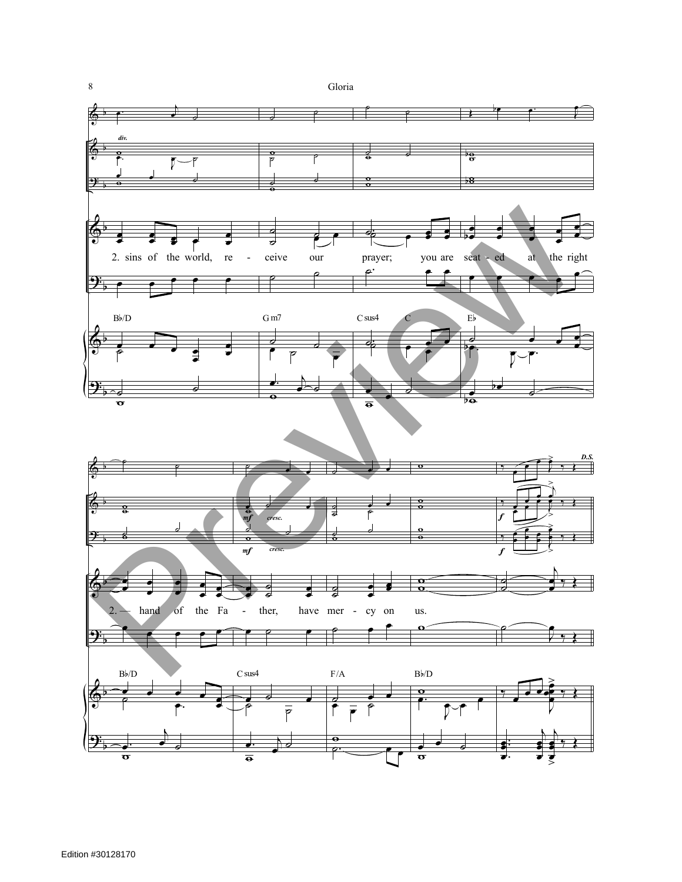2. sins of the world, re - ceive our prayer; you are seat - ed at the right

2. — hand of the Fa - ther, have mer - cy on us.

Edition #30128170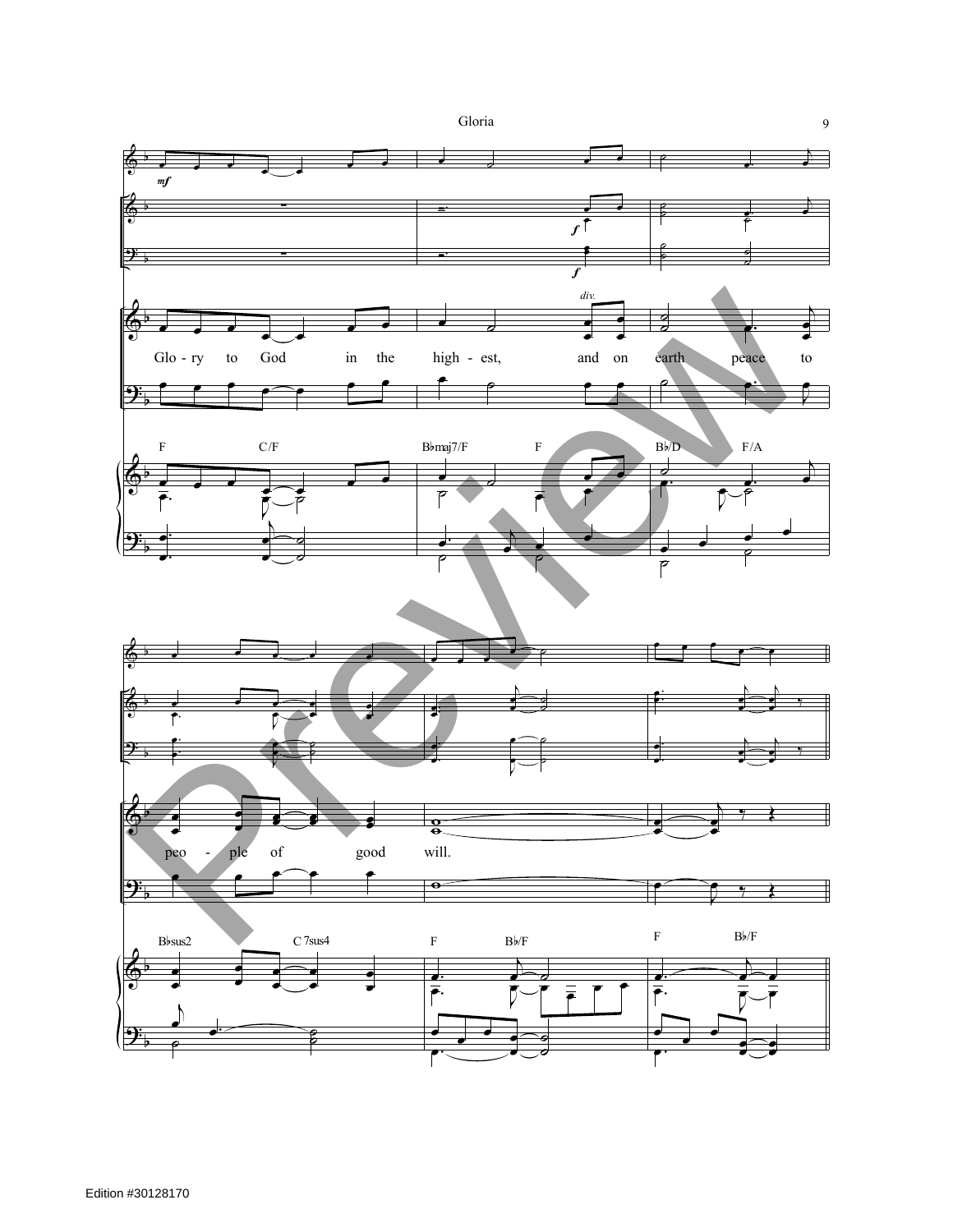Glo - ry to God in the high - est, and on earth peace to peo - ple of good will.

Edition #30128170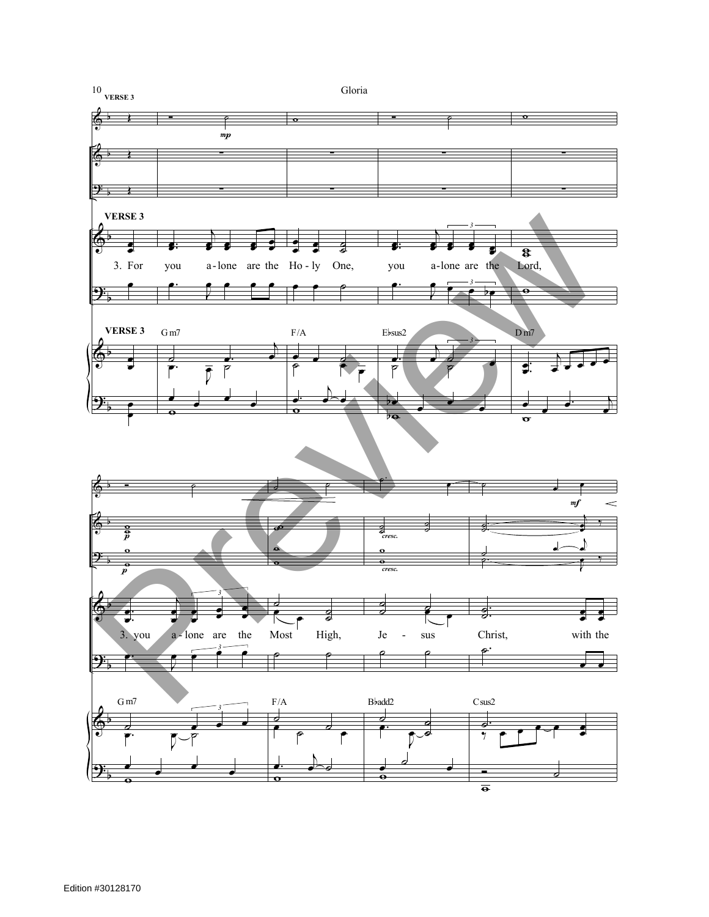VERSE 3

VERSE 3

3. For you a-lone are the Ho-ly One, you a-lone are the Lord,

VERSE 3

Gm7 F/A E♭sus2 Dm7

3. you a-lone are the Most High, Je-sus Christ, with the

Gm7 F/A B♭add2 Csus2

Edition #30128170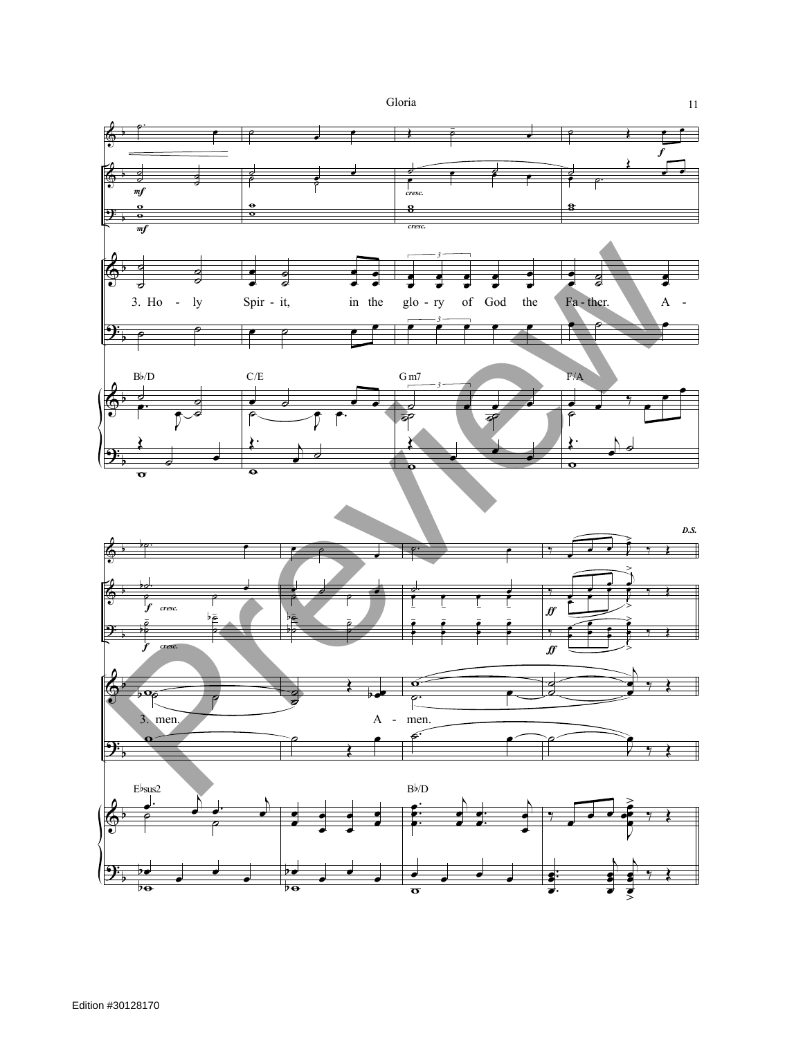3. Holy Spirit, in the glory of God the Father. Amen. Amen.

B♭/D C/E Gm7 F/A

E♭sus2 B♭/D

D.S.

Edition #30128170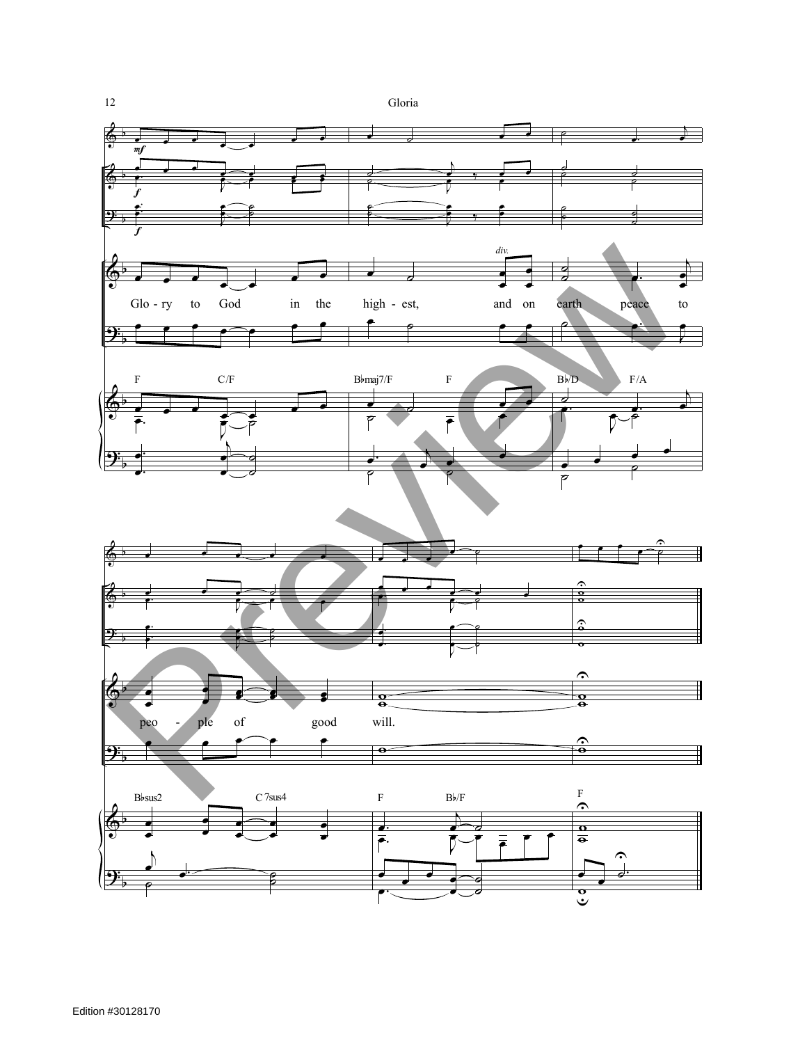Glo - ry to God in the high - est, and on earth peace to

peo - ple of good will.

F C/F Bbmaj7/F F Bb/D F/A

Bbsus2 C 7sus4 F Bb/F F

Edition #30128170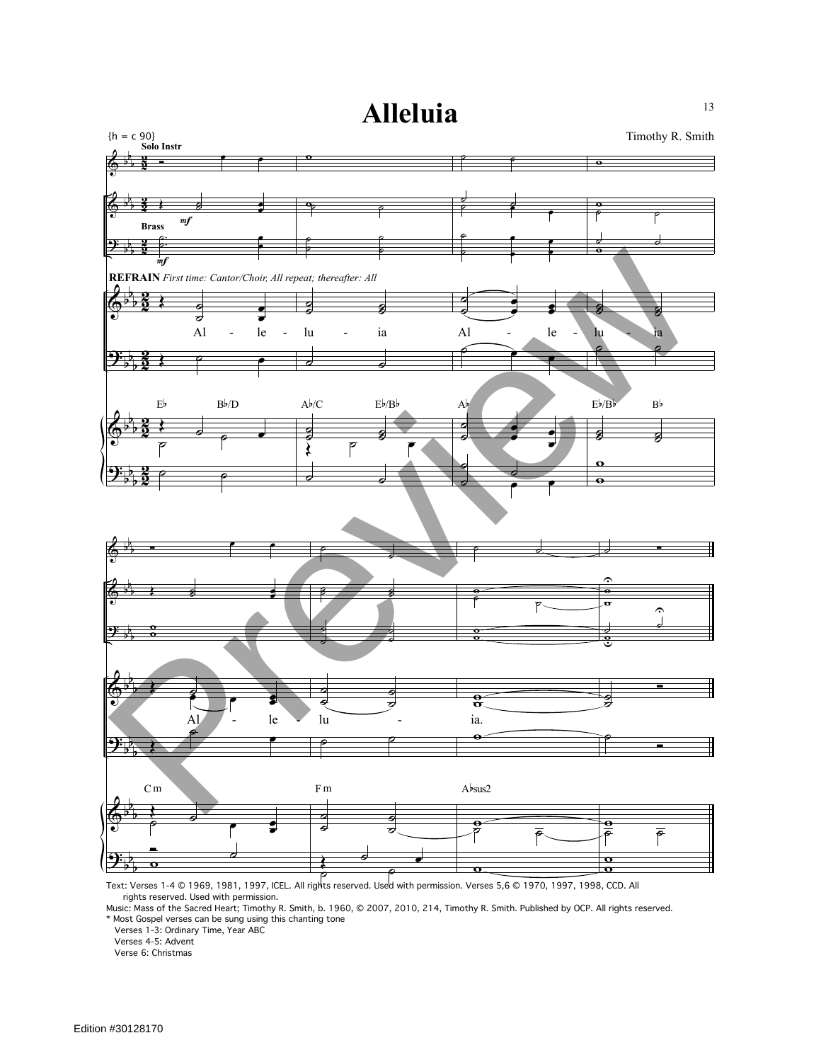# Alleluia

{h = c 90}

Timothy R. Smith

Solo Instr

Brass

**REFRAIN** *First time: Cantor/Choir, All repeat; thereafter: All*

Al - le - lu - ia Al - le - lu - ia

E♭ B♭/D A♭/C E♭/B♭ A♭ E♭/B♭ B♭

Al - le - lu - ia.

C m F m A♭sus2

Text: Verses 1-4 © 1969, 1981, 1997, ICEL. All rights reserved. Used with permission. Verses 5,6 © 1970, 1997, 1998, CCD. All rights reserved. Used with permission.
Music: Mass of the Sacred Heart; Timothy R. Smith, b. 1960, © 2007, 2010, 214, Timothy R. Smith. Published by OCP. All rights reserved.
* Most Gospel verses can be sung using this chanting tone
Verses 1-3: Ordinary Time, Year ABC
Verses 4-5: Advent
Verse 6: Christmas

Edition #30128170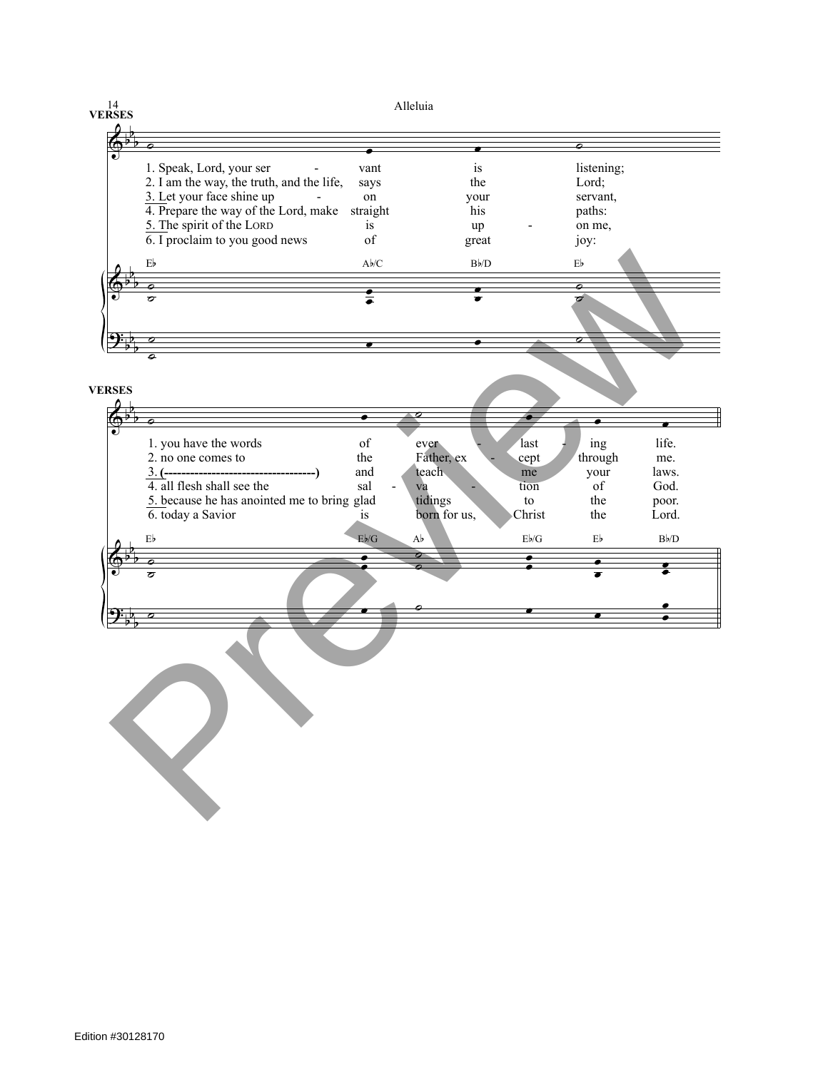Alleluia

**VERSES**

1. Speak, Lord, your ser - vant is listening;
2. I am the way, the truth, and the life, says the Lord;
3. Let your face shine up - on your servant,
4. Prepare the way of the Lord, make straight his paths:
5. The spirit of the LORD is up - on me,
6. I proclaim to you good news of great joy:

Eb Ab/C Bb/D Eb

**VERSES**

1. you have the words of ever - last - ing life.
2. no one comes to the Father, ex - cept through me.
3. (-----------------------------------) and teach me your laws.
4. all flesh shall see the sal - va - tion of God.
5. because he has anointed me to bring glad tidings to the poor.
6. today a Savior is born for us, Christ the Lord.

Eb Eb/G Ab Eb/G Eb Bb/D

Preview

Edition #30128170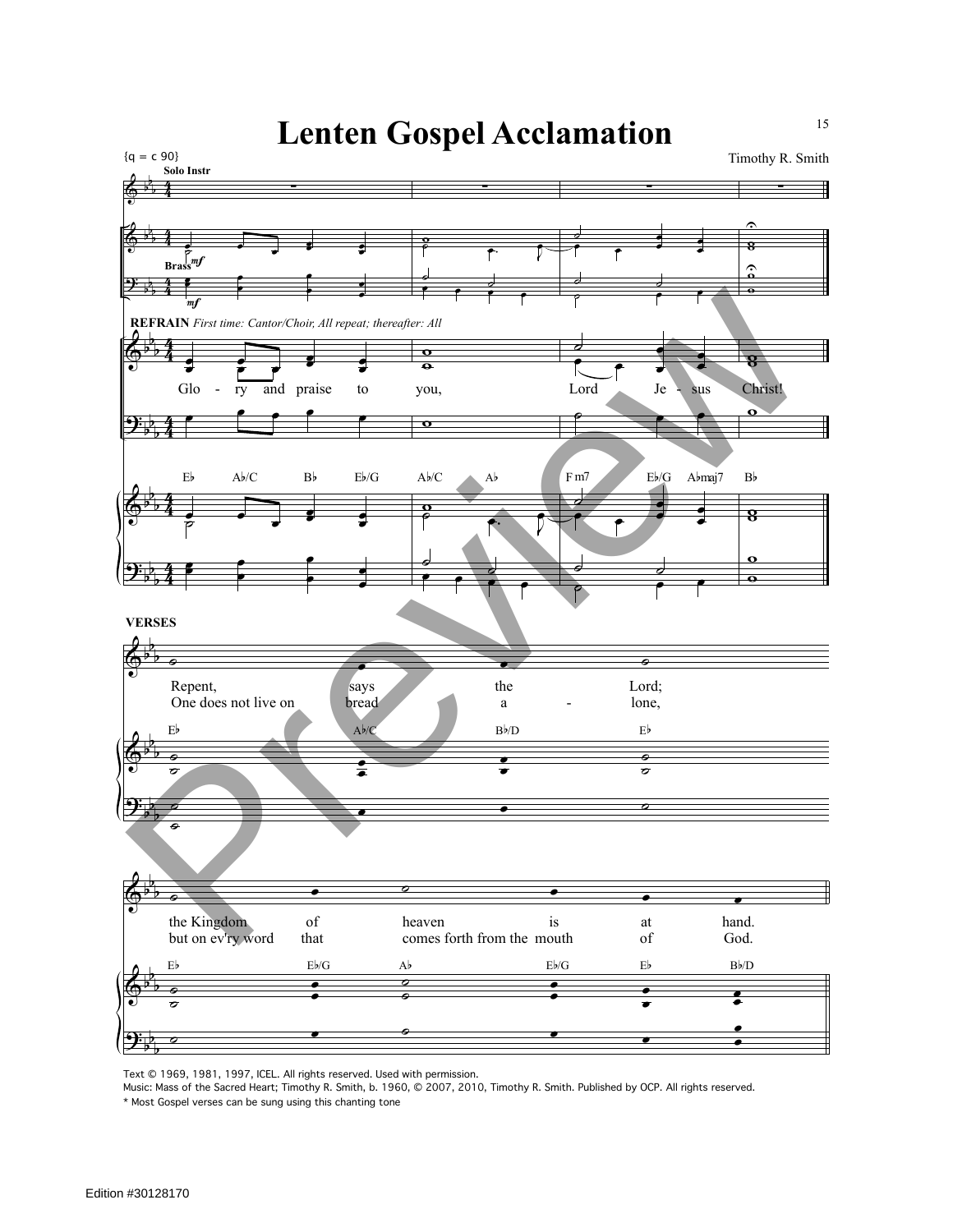# Lenten Gospel Acclamation

{q = c 90}

Timothy R. Smith

Solo Instr

Brass *mf*

**REFRAIN** *First time: Cantor/Choir, All repeat; thereafter: All*

Glo - ry and praise to you, Lord Je - sus Christ!

E♭ A♭/C B♭ E♭/G A♭/C A♭ Fm7 E♭/G A♭maj7 B♭

**VERSES**

Repent, says the Lord;
One does not live on bread a - lone,

E♭ A♭/C B♭/D E♭

the Kingdom of heaven is at hand.
but on ev'ry word that comes forth from the mouth of God.

E♭ E♭/G A♭ E♭/G E♭ B♭/D

Text © 1969, 1981, 1997, ICEL. All rights reserved. Used with permission.
Music: Mass of the Sacred Heart; Timothy R. Smith, b. 1960, © 2007, 2010, Timothy R. Smith. Published by OCP. All rights reserved.
* Most Gospel verses can be sung using this chanting tone

Edition #30128170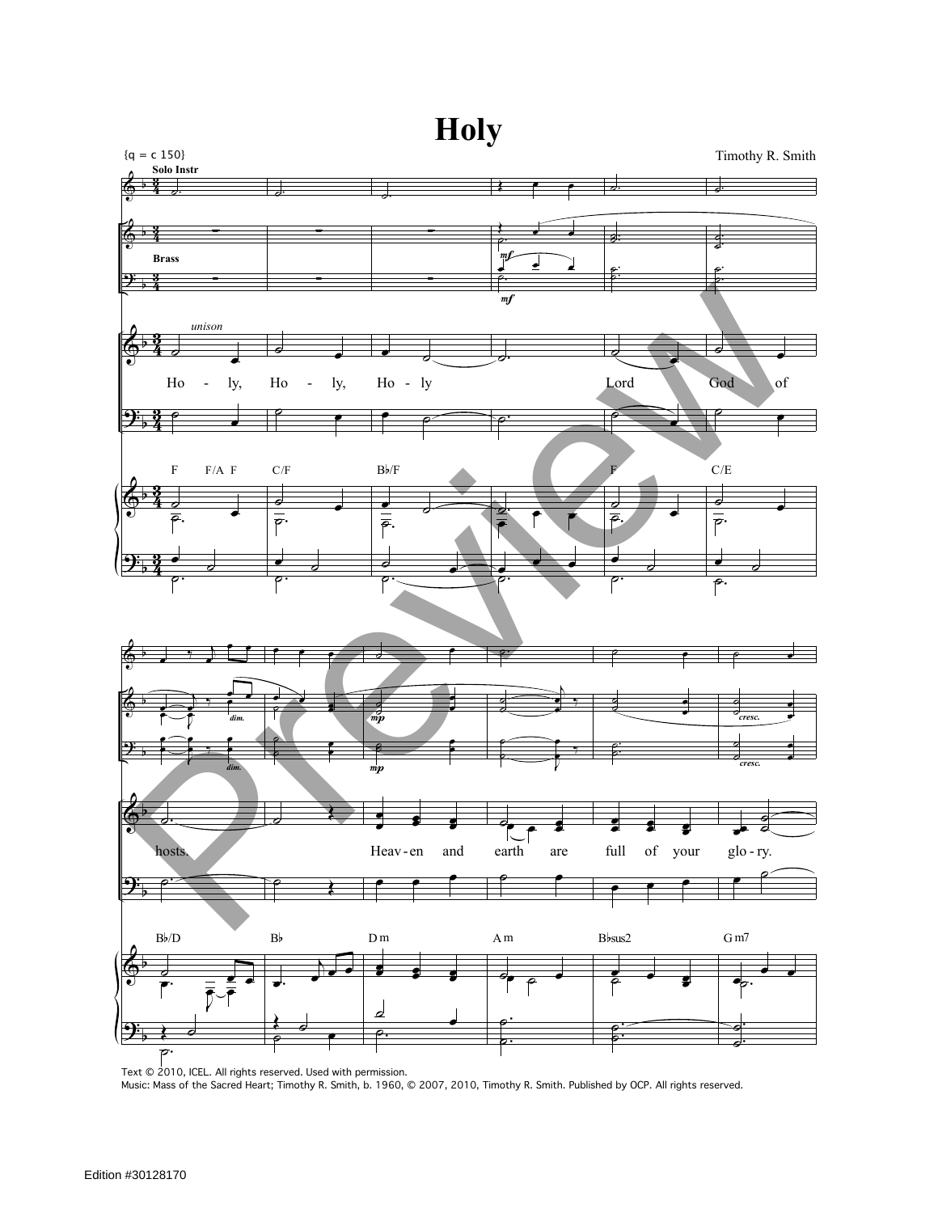# Holy

{q = c 150}

Timothy R. Smith

Text © 2010, ICEL. All rights reserved. Used with permission.
Music: Mass of the Sacred Heart; Timothy R. Smith, b. 1960, © 2007, 2010, Timothy R. Smith. Published by OCP. All rights reserved.

Edition #30128170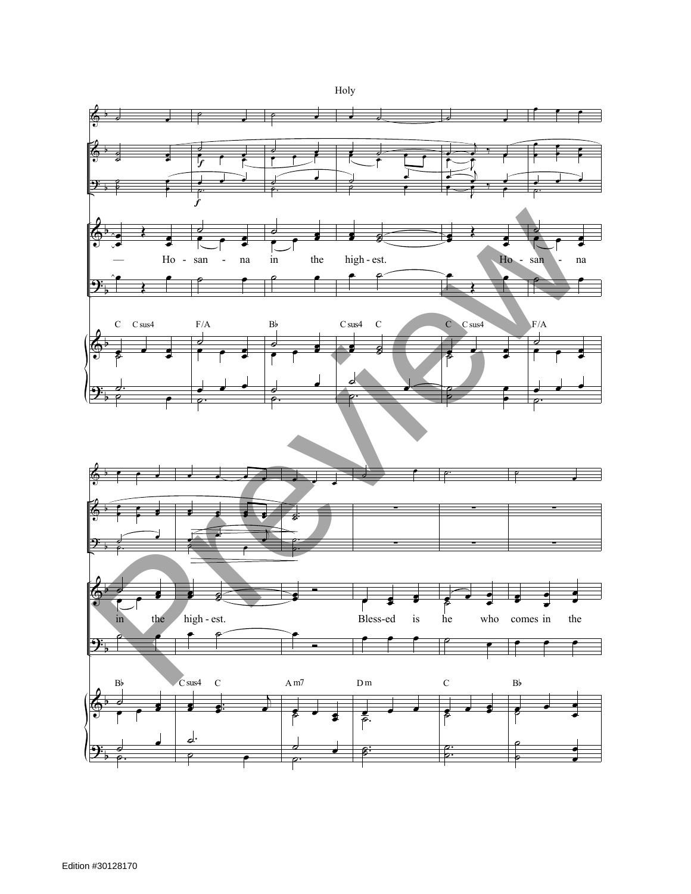Holy

— Ho - san - na in the high - est. Ho - san - na

C C sus4 F/A B♭ C sus4 C C C sus4 F/A

in the high - est. Bless-ed is he who comes in the

B♭ C sus4 C A m7 D m C B♭

Edition #30128170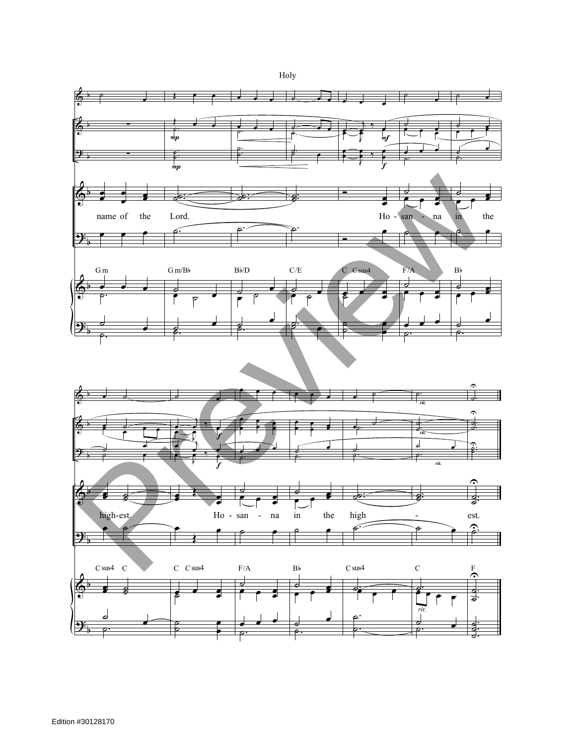Holy

name of the Lord. Ho - san - na in the

G m G m/B♭ B♭/D C/E C C sus4 F/A B♭

high-est. Ho - san - na in the high - est.

C sus4 C C C sus4 F/A B♭ C sus4 C F

Edition #30128170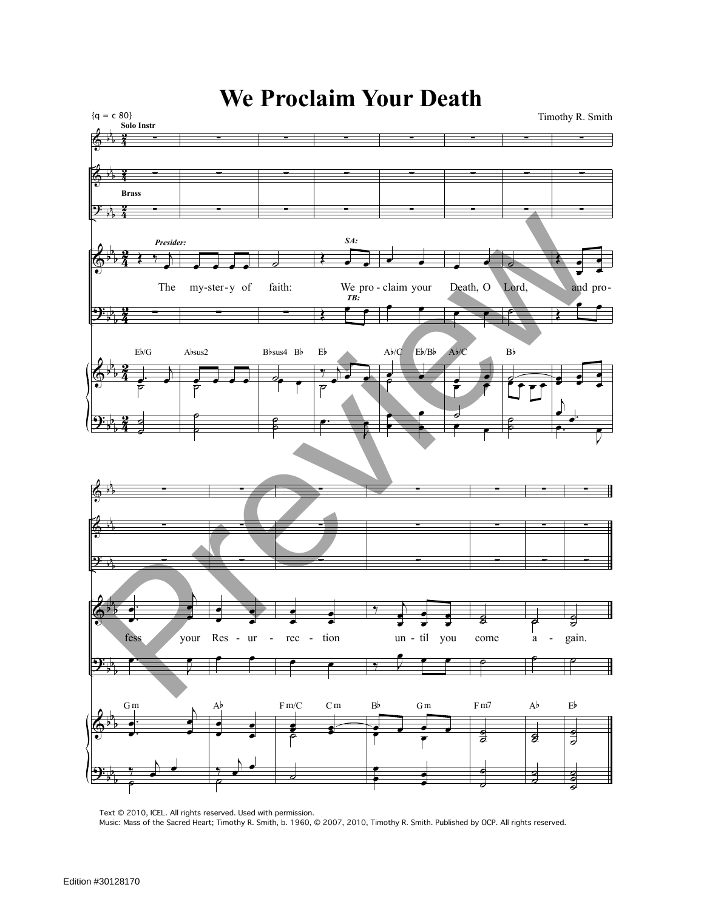# We Proclaim Your Death

{q = c 80}

Timothy R. Smith

Text © 2010, ICEL. All rights reserved. Used with permission.
Music: Mass of the Sacred Heart; Timothy R. Smith, b. 1960, © 2007, 2010, Timothy R. Smith. Published by OCP. All rights reserved.

Edition #30128170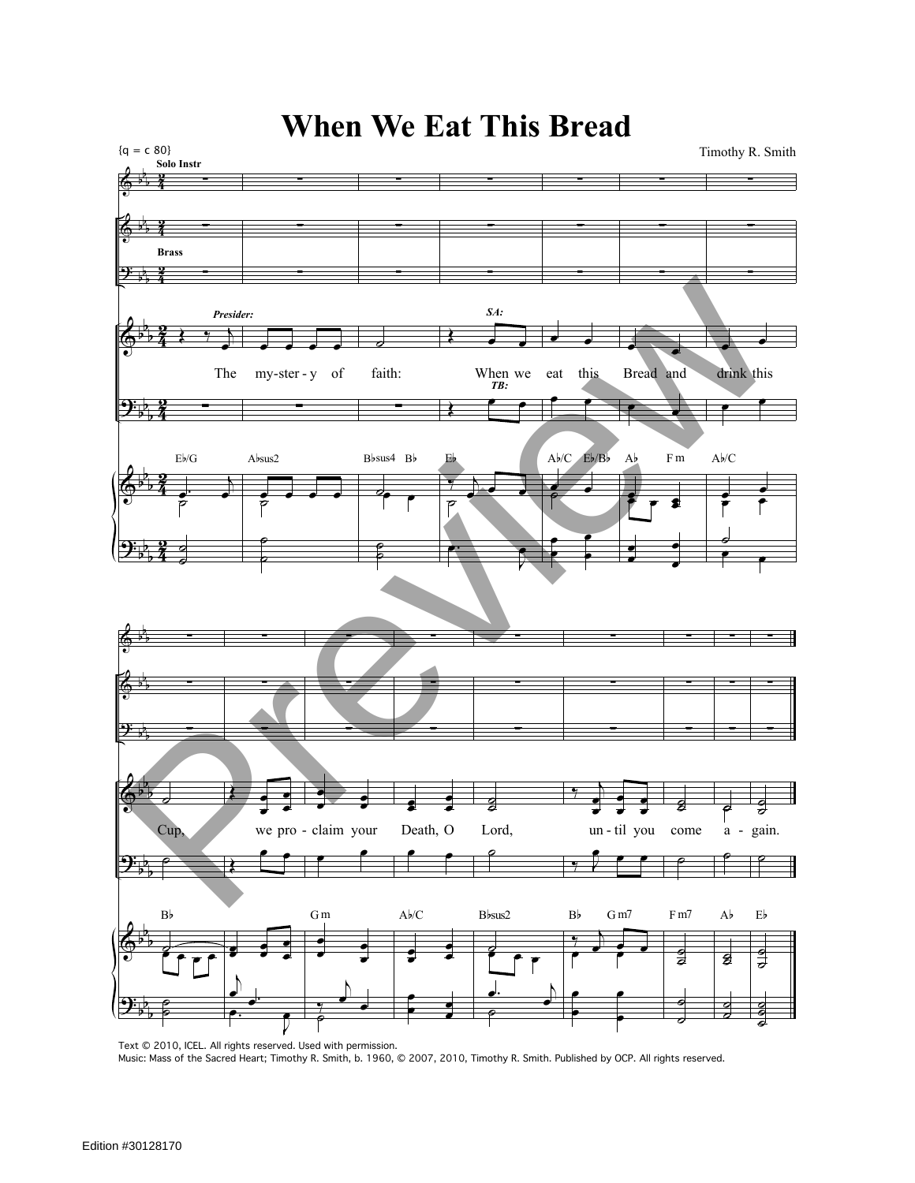# When We Eat This Bread

{q = c 80}

Timothy R. Smith

Presider: The mystery of faith:

SA/TB: When we eat this Bread and drink this Cup, we proclaim your Death, O Lord, until you come again.

Text © 2010, ICEL. All rights reserved. Used with permission.
Music: Mass of the Sacred Heart; Timothy R. Smith, b. 1960, © 2007, 2010, Timothy R. Smith. Published by OCP. All rights reserved.

Edition #30128170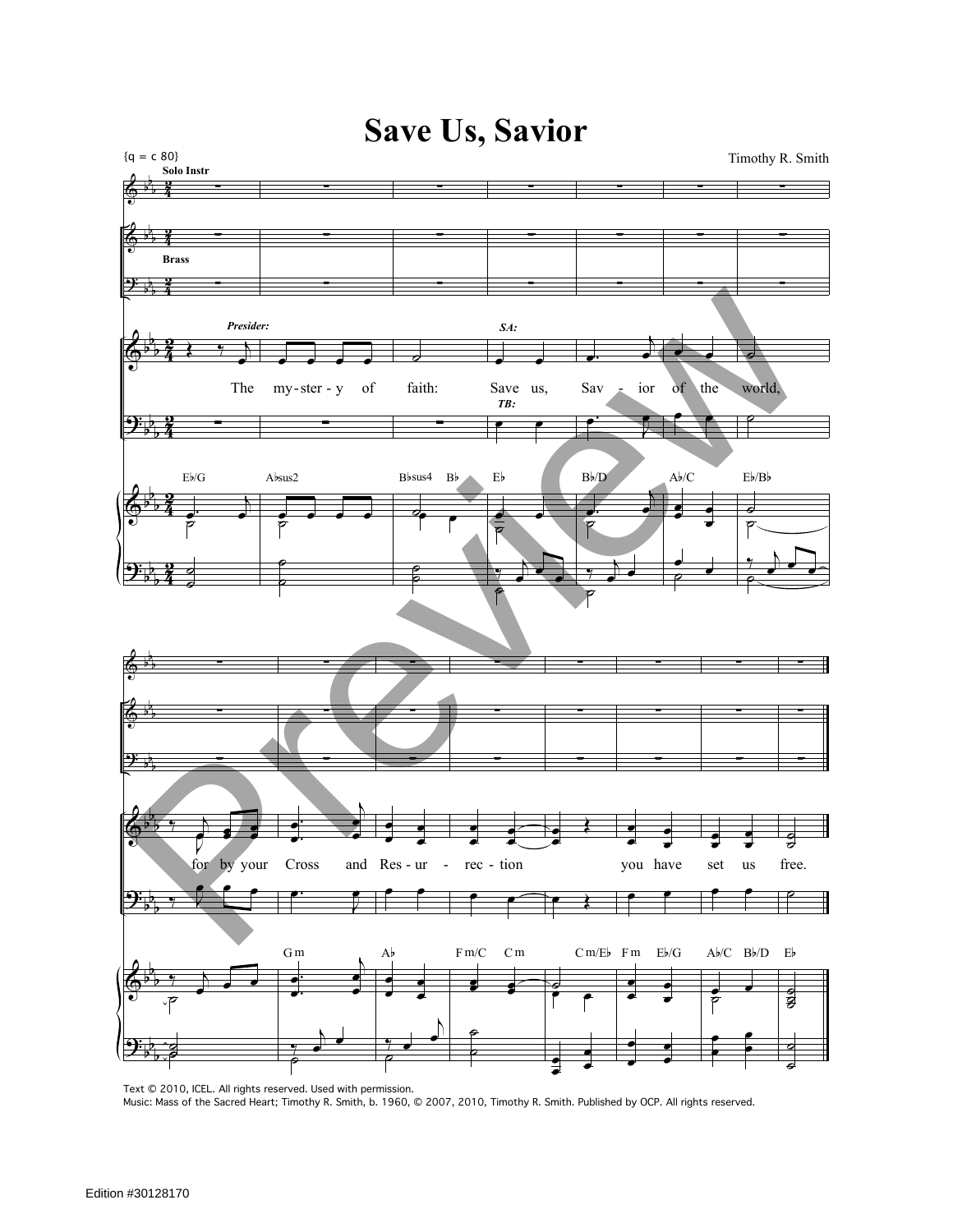# Save Us, Savior

{q = c 80}

Timothy R. Smith

*Presider:* The mystery of faith:

*SA:* / *TB:* Save us, Savior of the world, for by your Cross and Resurrection you have set us free.

Text © 2010, ICEL. All rights reserved. Used with permission.
Music: Mass of the Sacred Heart; Timothy R. Smith, b. 1960, © 2007, 2010, Timothy R. Smith. Published by OCP. All rights reserved.

Edition #30128170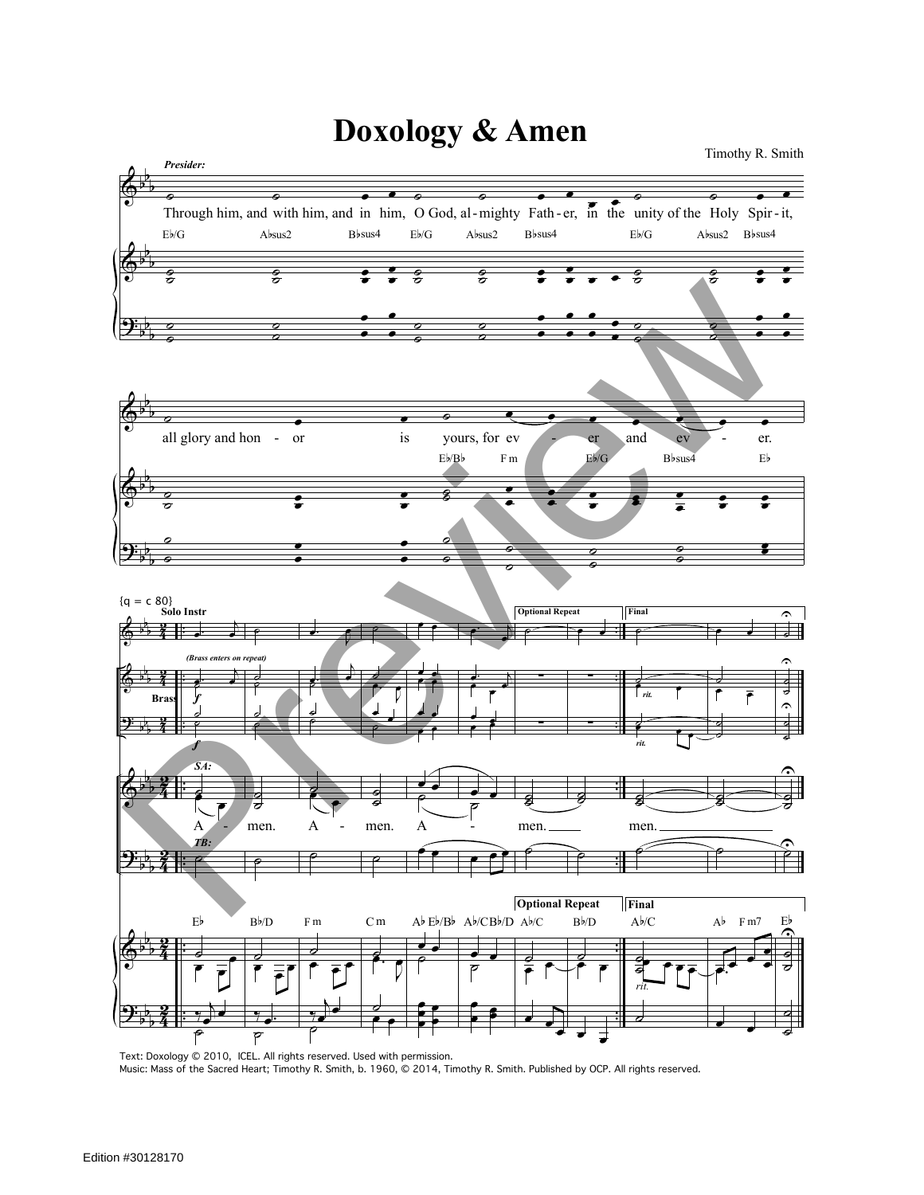# Doxology & Amen

Timothy R. Smith

*Presider:*

Through him, and with him, and in him, O God, al-mighty Fath-er, in the unity of the Holy Spir-it,

all glory and hon - or is yours, for ev - er and ev - er.

Text: Doxology © 2010, ICEL. All rights reserved. Used with permission.
Music: Mass of the Sacred Heart; Timothy R. Smith, b. 1960, © 2014, Timothy R. Smith. Published by OCP. All rights reserved.

Edition #30128170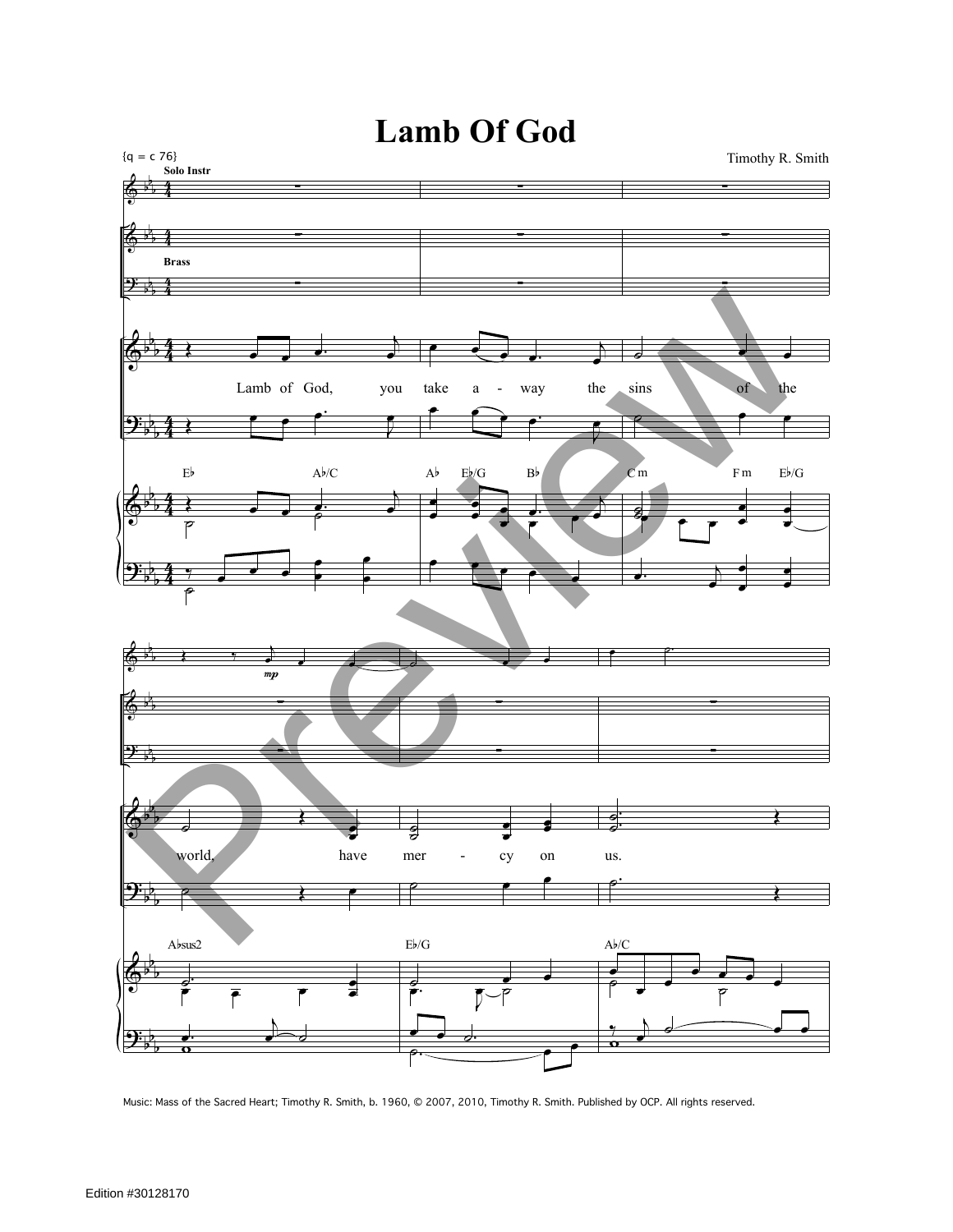# Lamb Of God

{q = c 76}

Timothy R. Smith

Solo Instr

Brass

Lamb of God, you take a - way the sins of the world, have mer - cy on us.

E♭ A♭/C A♭ E♭/G B♭ C m F m E♭/G

A♭sus2 E♭/G A♭/C

*mp*

Music: Mass of the Sacred Heart; Timothy R. Smith, b. 1960, © 2007, 2010, Timothy R. Smith. Published by OCP. All rights reserved.

Edition #30128170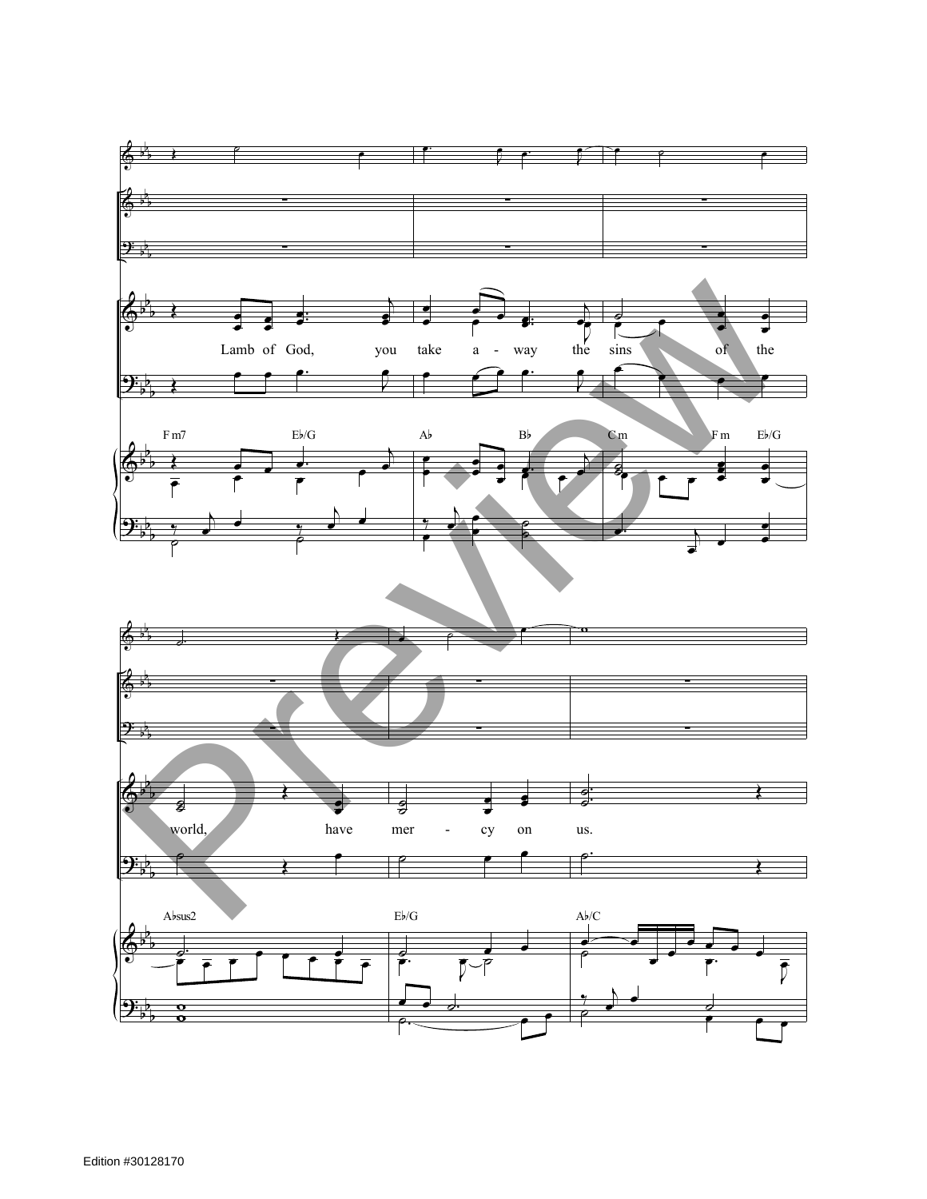Lamb of God, you take a - way the sins of the

F m7 E♭/G A♭ B♭ C m F m E♭/G

world, have mer - cy on us.

A♭sus2 E♭/G A♭/C

Edition #30128170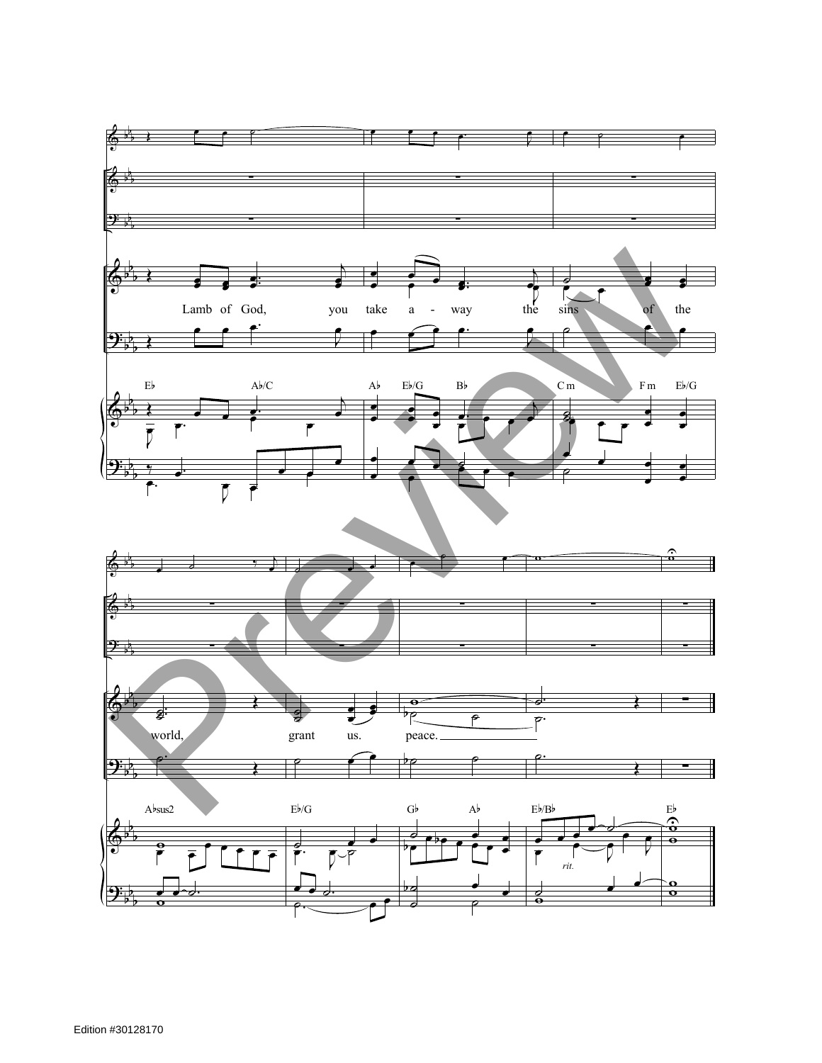Lamb of God, you take a - way the sins of the world, grant us. peace.

E♭ A♭/C A♭ E♭/G B♭ C m F m E♭/G

A♭sus2 E♭/G G♭ A♭ E♭/B♭ E♭

*rit.*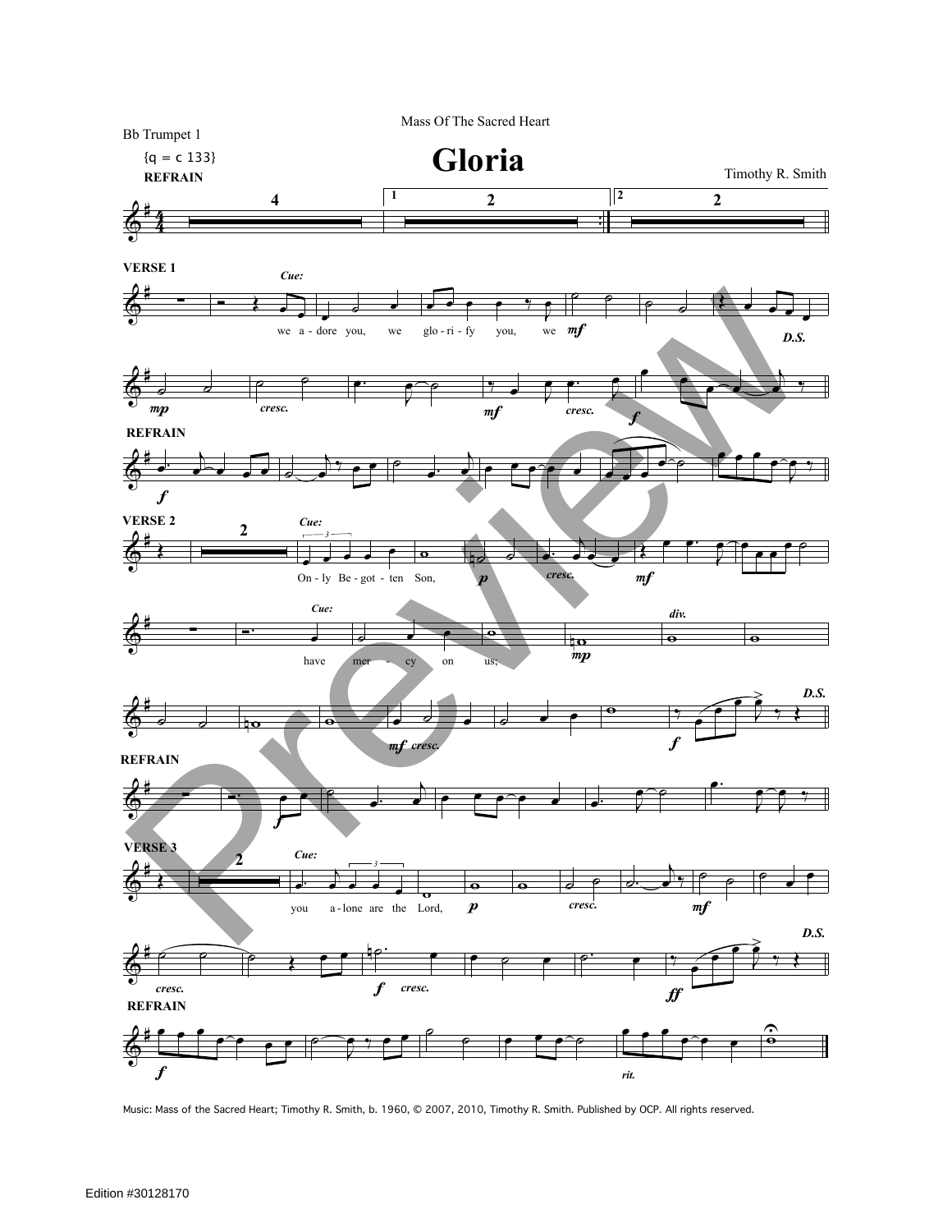Mass Of The Sacred Heart

Bb Trumpet 1

# Gloria

Timothy R. Smith

{q = c 133}

REFRAIN

VERSE 1

Cue: we a - dore you, we glo - ri - fy you, we

D.S.

REFRAIN

VERSE 2

Cue: On - ly Be - got - ten Son,

Cue: have mer - cy on us;

div.

D.S.

REFRAIN

VERSE 3

Cue: you a - lone are the Lord,

D.S.

REFRAIN

rit.

Music: Mass of the Sacred Heart; Timothy R. Smith, b. 1960, © 2007, 2010, Timothy R. Smith. Published by OCP. All rights reserved.

Edition #30128170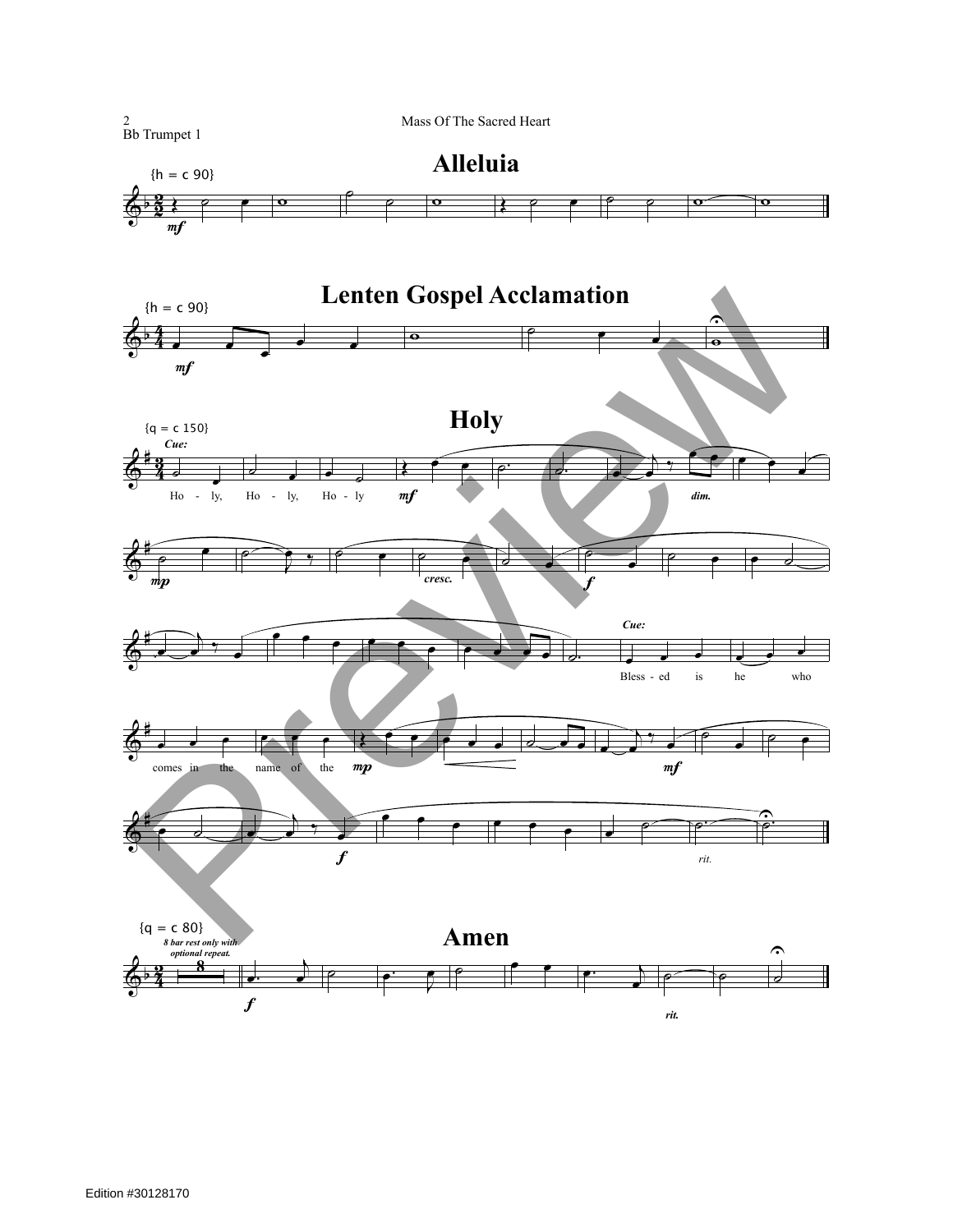# Alleluia

{h = c 90}

*mf*

# Lenten Gospel Acclamation

{h = c 90}

*mf*

# Holy

{q = c 150}

*Cue:*

Ho - ly, Ho - ly, Ho - ly

*mf* *dim.* *mp* *cresc.* *f*

*Cue:*

Bless - ed is he who comes in the name of the

*mp* *mf* *f* *rit.*

# Amen

{q = c 80}

*8 bar rest only with optional repeat.*

*f* *rit.*

Edition #30128170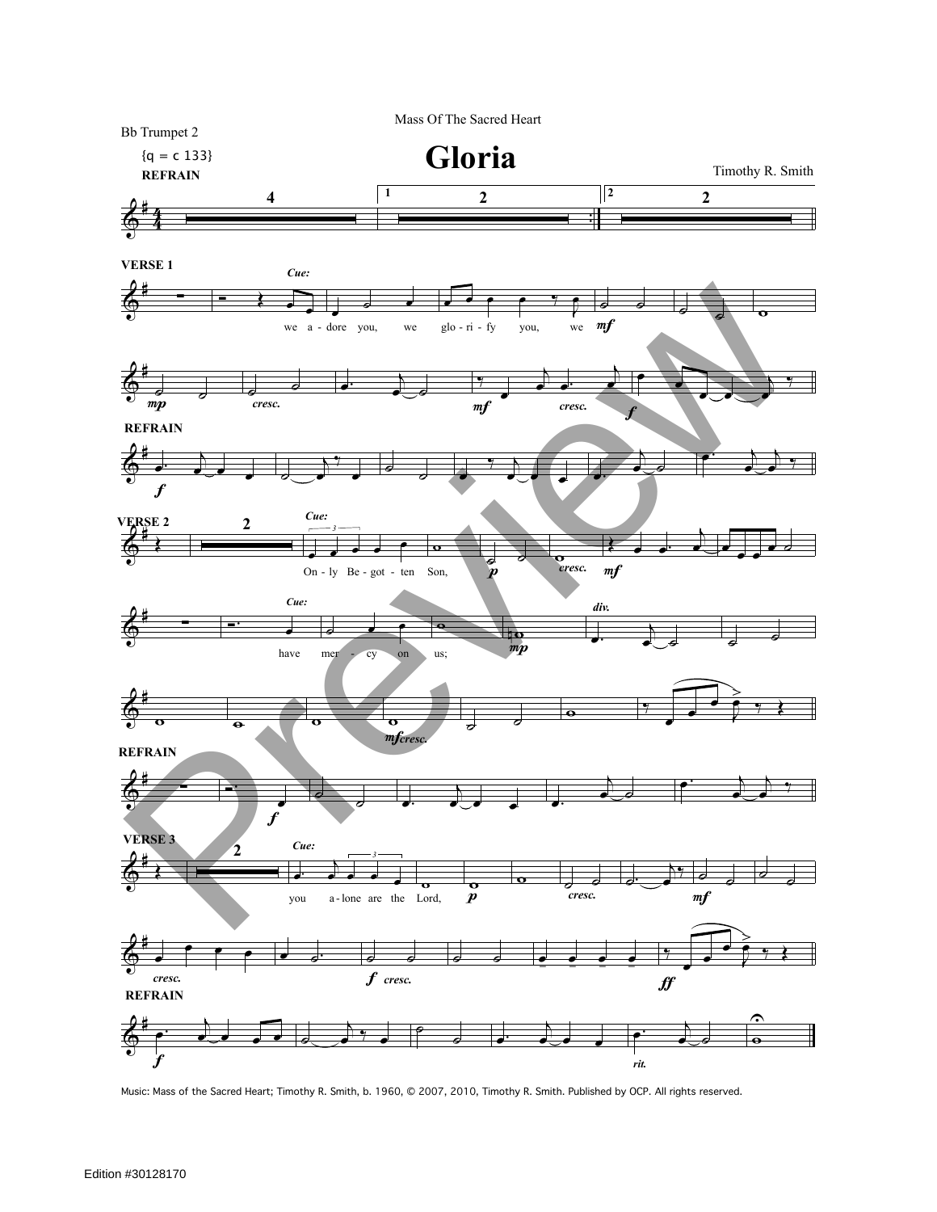Mass Of The Sacred Heart

Bb Trumpet 2

# Gloria

Timothy R. Smith

Music: Mass of the Sacred Heart; Timothy R. Smith, b. 1960, © 2007, 2010, Timothy R. Smith. Published by OCP. All rights reserved.

Edition #30128170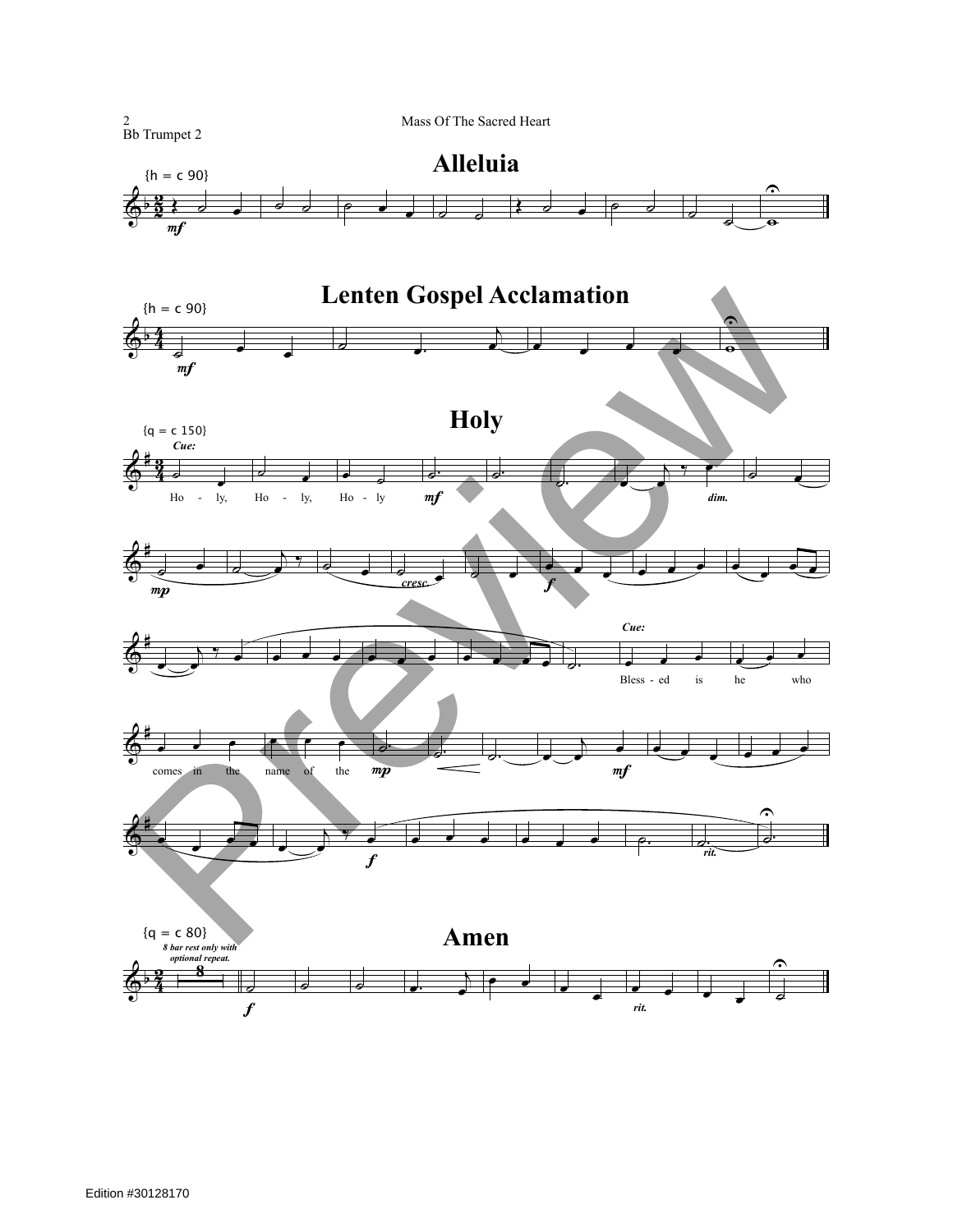Bb Trumpet 2

# Alleluia

{h = c 90}

*mf*

# Lenten Gospel Acclamation

{h = c 90}

*mf*

# Holy

{q = c 150}

*Cue:*

Ho - ly, Ho - ly, Ho - ly *mf* *dim.*

*mp* *cresc.* *f*

*Cue:*

Bless - ed is he who

comes in the name of the *mp* *mf*

*f* *rit.*

# Amen

{q = c 80}

*8 bar rest only with optional repeat.*

8

*f* *rit.*

Edition #30128170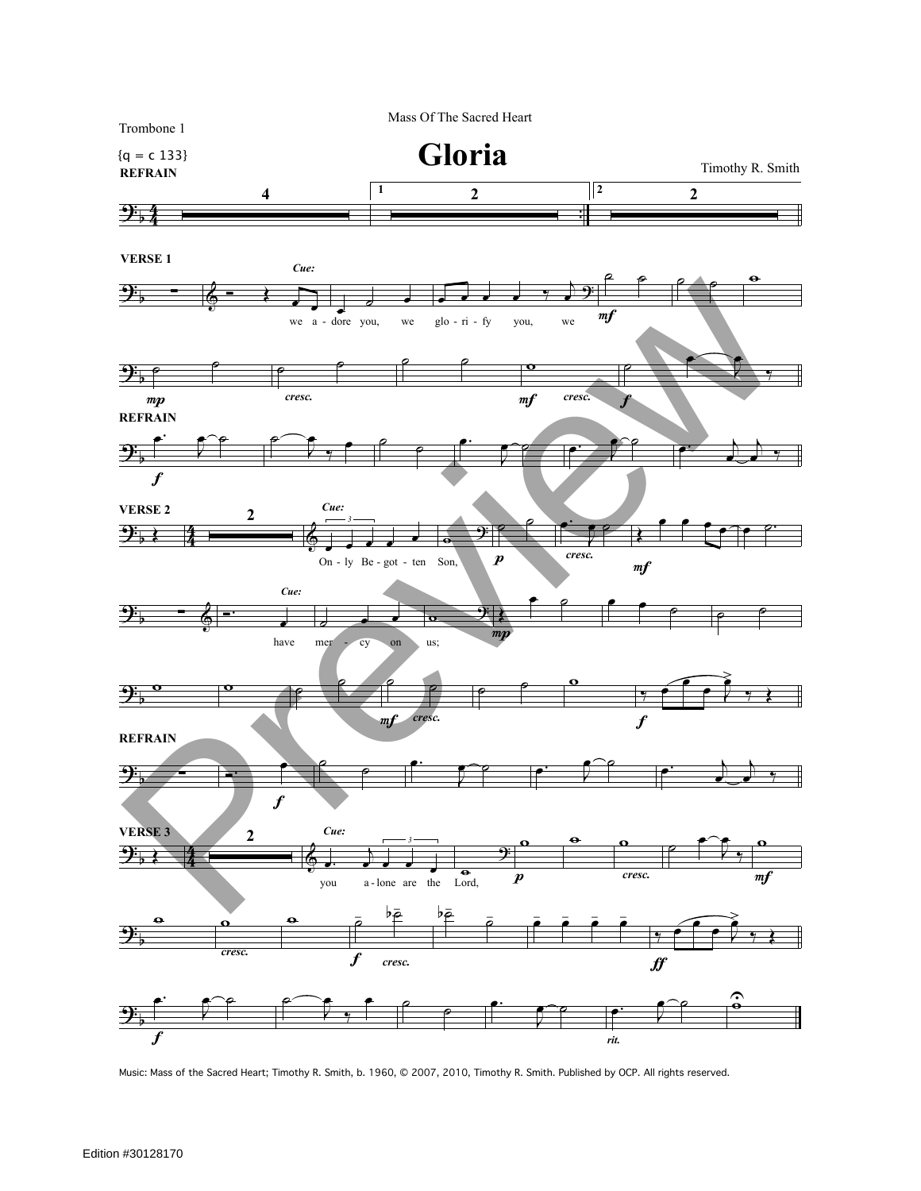Trombone 1

Mass Of The Sacred Heart

# Gloria

{q = c 133}

Timothy R. Smith

REFRAIN

VERSE 1

Cue:

we a - dore you, we glo - ri - fy you, we

REFRAIN

VERSE 2

Cue:

On - ly Be - got - ten Son,

Cue:

have mer - cy on us;

REFRAIN

VERSE 3

Cue:

you a - lone are the Lord,

Music: Mass of the Sacred Heart; Timothy R. Smith, b. 1960, © 2007, 2010, Timothy R. Smith. Published by OCP. All rights reserved.

Edition #30128170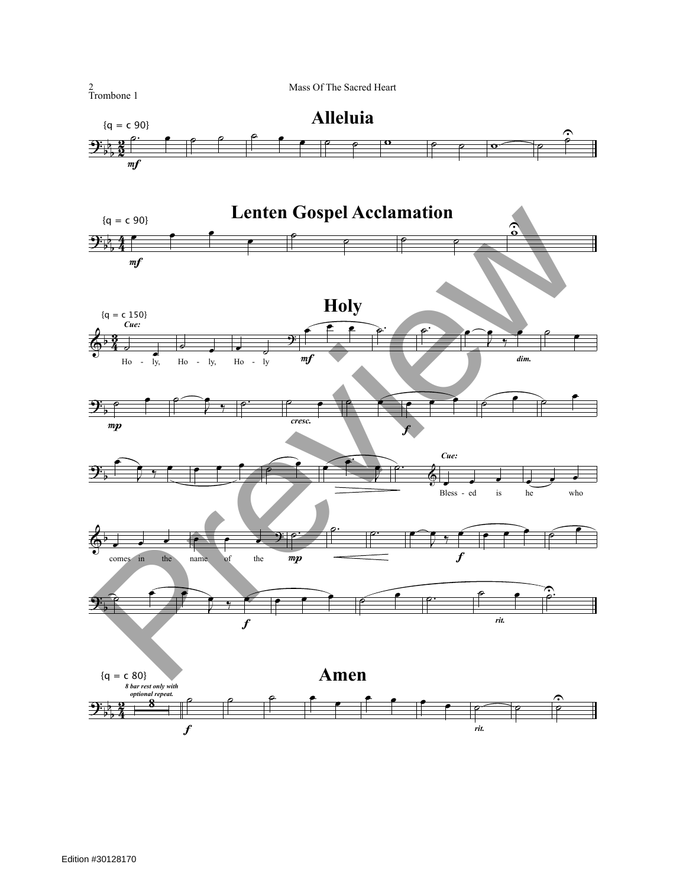Trombone 1

# Alleluia

{q = c 90}

*mf*

# Lenten Gospel Acclamation

{q = c 90}

*mf*

# Holy

{q = c 150}

*Cue:*

Ho - ly, Ho - ly, Ho - ly

*mf* *dim.* *mp* *cresc.* *f*

*Cue:*

Bless - ed is he who comes in the name of the

*mp* *f* *f* *rit.*

# Amen

{q = c 80}

*8 bar rest only with optional repeat.*

8

*f* *rit.*

Edition #30128170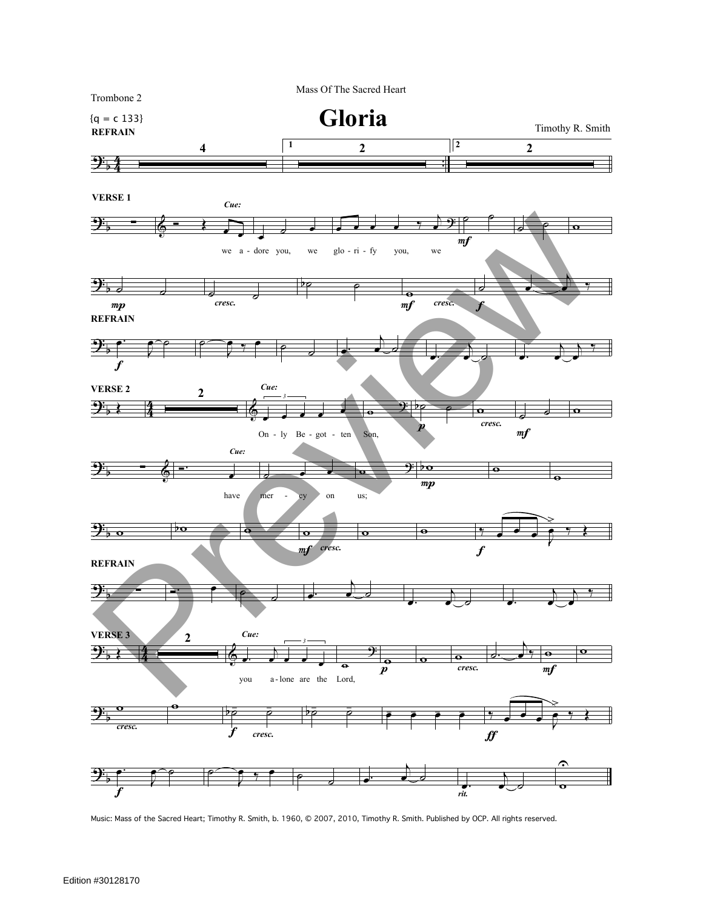Trombone 2

Mass Of The Sacred Heart

# Gloria

{q = c 133}

Timothy R. Smith

REFRAIN

VERSE 1

*Cue:* we a - dore you, we glo - ri - fy you, we

REFRAIN

VERSE 2

*Cue:* On - ly Be - got - ten Son,

*Cue:* have mer - cy on us;

REFRAIN

VERSE 3

*Cue:* you a - lone are the Lord,

Music: Mass of the Sacred Heart; Timothy R. Smith, b. 1960, © 2007, 2010, Timothy R. Smith. Published by OCP. All rights reserved.

Edition #30128170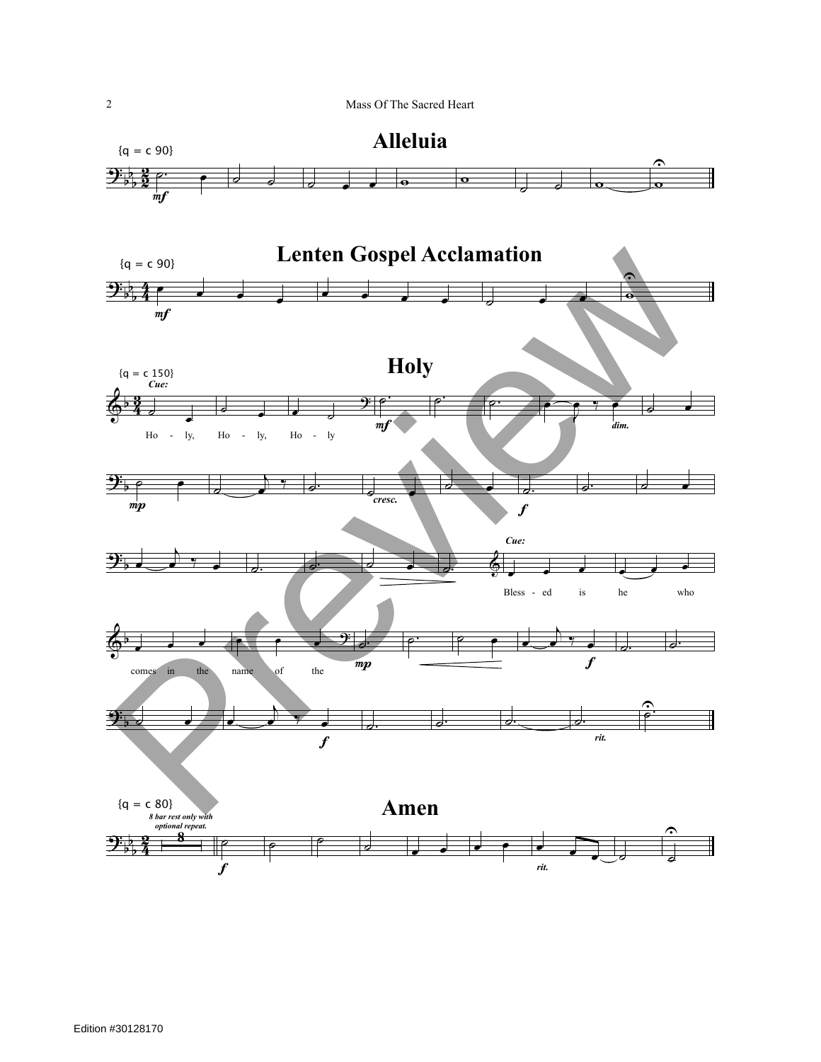# Alleluia

{q = c 90}

*mf*

# Lenten Gospel Acclamation

{q = c 90}

*mf*

# Holy

{q = c 150}

*Cue:*

Ho - ly, Ho - ly, Ho - ly

*mf* *dim.*

*mp* *cresc.* *f*

*Cue:*

Bless - ed is he who

comes in the name of the

*mp* *f*

*f* *rit.*

# Amen

{q = c 80}

*8 bar rest only with optional repeat.*

8

*f* *rit.*

Edition #30128170